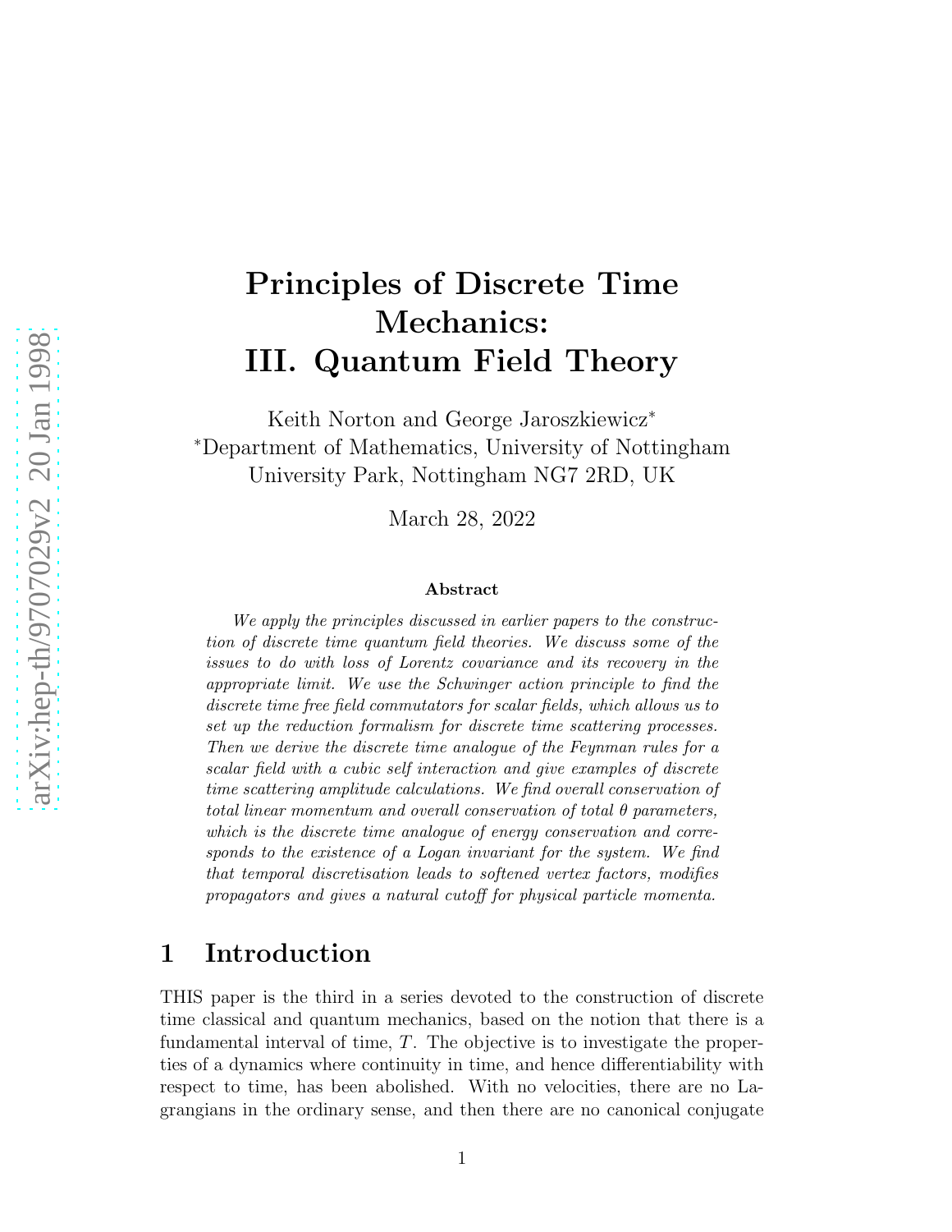# Principles of Discrete Time Mechanics: III. Quantum Field Theory

Keith Norton and George Jaroszkiewicz[*]

[*]Department of Mathematics, University of Nottingham
University Park, Nottingham NG7 2RD, UK

March 28, 2022

### Abstract

*We apply the principles discussed in earlier papers to the construction of discrete time quantum field theories. We discuss some of the issues to do with loss of Lorentz covariance and its recovery in the appropriate limit. We use the Schwinger action principle to find the discrete time free field commutators for scalar fields, which allows us to set up the reduction formalism for discrete time scattering processes. Then we derive the discrete time analogue of the Feynman rules for a scalar field with a cubic self interaction and give examples of discrete time scattering amplitude calculations. We find overall conservation of total linear momentum and overall conservation of total $\theta$ parameters, which is the discrete time analogue of energy conservation and corresponds to the existence of a Logan invariant for the system. We find that temporal discretisation leads to softened vertex factors, modifies propagators and gives a natural cutoff for physical particle momenta.*

## 1 Introduction

THIS paper is the third in a series devoted to the construction of discrete time classical and quantum mechanics, based on the notion that there is a fundamental interval of time, $T$. The objective is to investigate the properties of a dynamics where continuity in time, and hence differentiability with respect to time, has been abolished. With no velocities, there are no Lagrangians in the ordinary sense, and then there are no canonical conjugate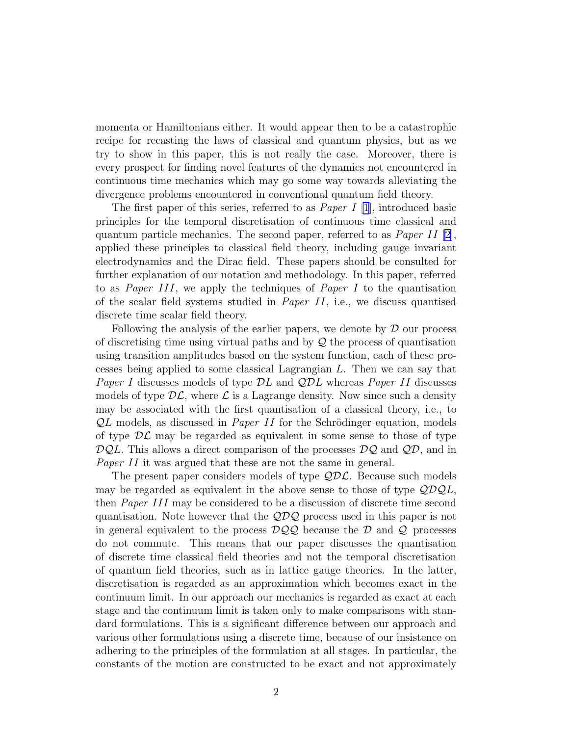momenta or Hamiltonians either. It would appear then to be a catastrophic recipe for recasting the laws of classical and quantum physics, but as we try to show in this paper, this is not really the case. Moreover, there is every prospect for finding novel features of the dynamics not encountered in continuous time mechanics which may go some way towards alleviating the divergence problems encountered in conventional quantum field theory.

The first paper of this series, referred to as *Paper I* [1], introduced basic principles for the temporal discretisation of continuous time classical and quantum particle mechanics. The second paper, referred to as *Paper II* [2], applied these principles to classical field theory, including gauge invariant electrodynamics and the Dirac field. These papers should be consulted for further explanation of our notation and methodology. In this paper, referred to as *Paper III*, we apply the techniques of *Paper I* to the quantisation of the scalar field systems studied in *Paper II*, i.e., we discuss quantised discrete time scalar field theory.

Following the analysis of the earlier papers, we denote by $\mathcal{D}$ our process of discretising time using virtual paths and by $\mathcal{Q}$ the process of quantisation using transition amplitudes based on the system function, each of these processes being applied to some classical Lagrangian $L$. Then we can say that *Paper I* discusses models of type $\mathcal{D}L$ and $\mathcal{QD}L$ whereas *Paper II* discusses models of type $\mathcal{D}\mathcal{L}$, where $\mathcal{L}$ is a Lagrange density. Now since such a density may be associated with the first quantisation of a classical theory, i.e., to $\mathcal{Q}L$ models, as discussed in *Paper II* for the Schrödinger equation, models of type $\mathcal{D}\mathcal{L}$ may be regarded as equivalent in some sense to those of type $\mathcal{DQ}L$. This allows a direct comparison of the processes $\mathcal{DQ}$ and $\mathcal{QD}$, and in *Paper II* it was argued that these are not the same in general.

The present paper considers models of type $\mathcal{QD}\mathcal{L}$. Because such models may be regarded as equivalent in the above sense to those of type $\mathcal{QDQ}L$, then *Paper III* may be considered to be a discussion of discrete time second quantisation. Note however that the $\mathcal{QDQ}$ process used in this paper is not in general equivalent to the process $\mathcal{DQQ}$ because the $\mathcal{D}$ and $\mathcal{Q}$ processes do not commute. This means that our paper discusses the quantisation of discrete time classical field theories and not the temporal discretisation of quantum field theories, such as in lattice gauge theories. In the latter, discretisation is regarded as an approximation which becomes exact in the continuum limit. In our approach our mechanics is regarded as exact at each stage and the continuum limit is taken only to make comparisons with standard formulations. This is a significant difference between our approach and various other formulations using a discrete time, because of our insistence on adhering to the principles of the formulation at all stages. In particular, the constants of the motion are constructed to be exact and not approximately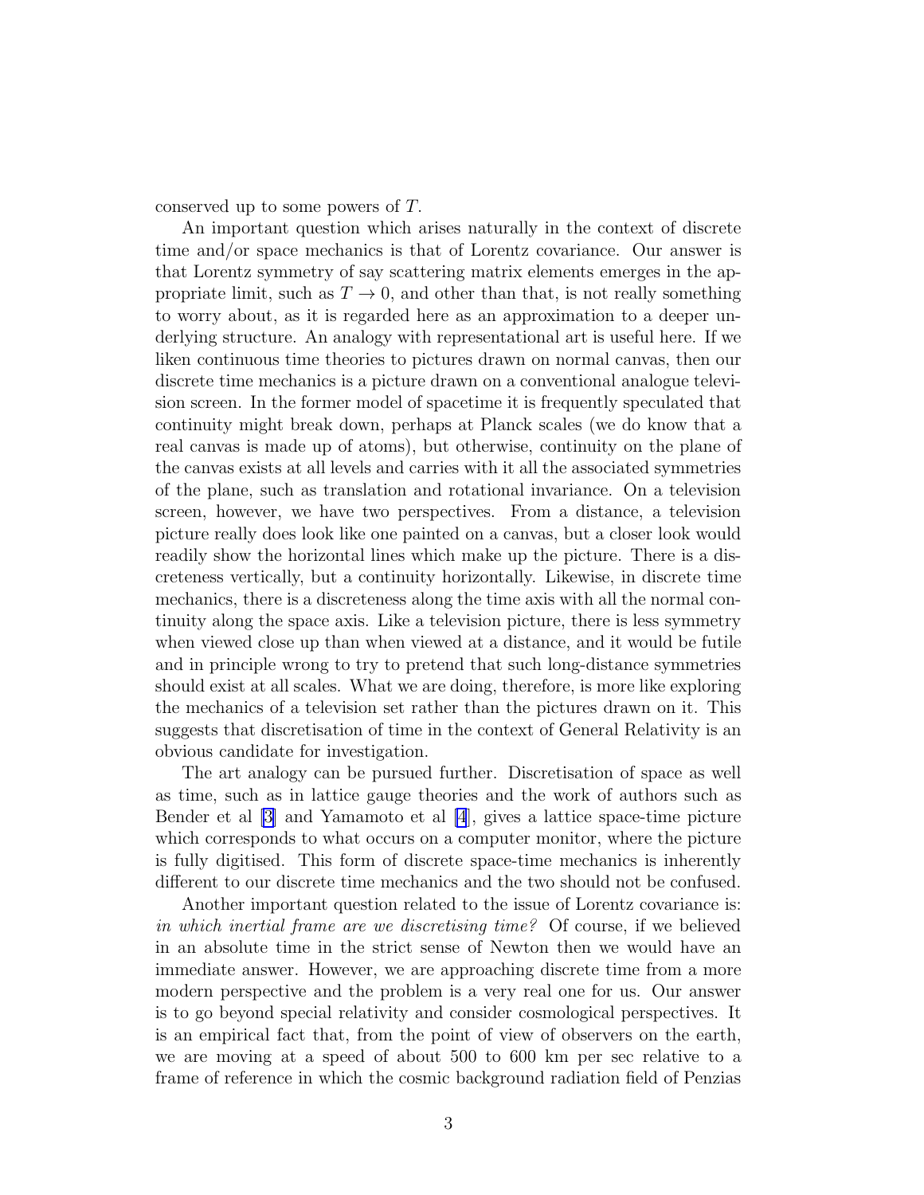conserved up to some powers of $T$.

An important question which arises naturally in the context of discrete time and/or space mechanics is that of Lorentz covariance. Our answer is that Lorentz symmetry of say scattering matrix elements emerges in the appropriate limit, such as $T \to 0$, and other than that, is not really something to worry about, as it is regarded here as an approximation to a deeper underlying structure. An analogy with representational art is useful here. If we liken continuous time theories to pictures drawn on normal canvas, then our discrete time mechanics is a picture drawn on a conventional analogue television screen. In the former model of spacetime it is frequently speculated that continuity might break down, perhaps at Planck scales (we do know that a real canvas is made up of atoms), but otherwise, continuity on the plane of the canvas exists at all levels and carries with it all the associated symmetries of the plane, such as translation and rotational invariance. On a television screen, however, we have two perspectives. From a distance, a television picture really does look like one painted on a canvas, but a closer look would readily show the horizontal lines which make up the picture. There is a discreteness vertically, but a continuity horizontally. Likewise, in discrete time mechanics, there is a discreteness along the time axis with all the normal continuity along the space axis. Like a television picture, there is less symmetry when viewed close up than when viewed at a distance, and it would be futile and in principle wrong to try to pretend that such long-distance symmetries should exist at all scales. What we are doing, therefore, is more like exploring the mechanics of a television set rather than the pictures drawn on it. This suggests that discretisation of time in the context of General Relativity is an obvious candidate for investigation.

The art analogy can be pursued further. Discretisation of space as well as time, such as in lattice gauge theories and the work of authors such as Bender et al [3] and Yamamoto et al [4], gives a lattice space-time picture which corresponds to what occurs on a computer monitor, where the picture is fully digitised. This form of discrete space-time mechanics is inherently different to our discrete time mechanics and the two should not be confused.

Another important question related to the issue of Lorentz covariance is: *in which inertial frame are we discretising time?* Of course, if we believed in an absolute time in the strict sense of Newton then we would have an immediate answer. However, we are approaching discrete time from a more modern perspective and the problem is a very real one for us. Our answer is to go beyond special relativity and consider cosmological perspectives. It is an empirical fact that, from the point of view of observers on the earth, we are moving at a speed of about 500 to 600 km per sec relative to a frame of reference in which the cosmic background radiation field of Penzias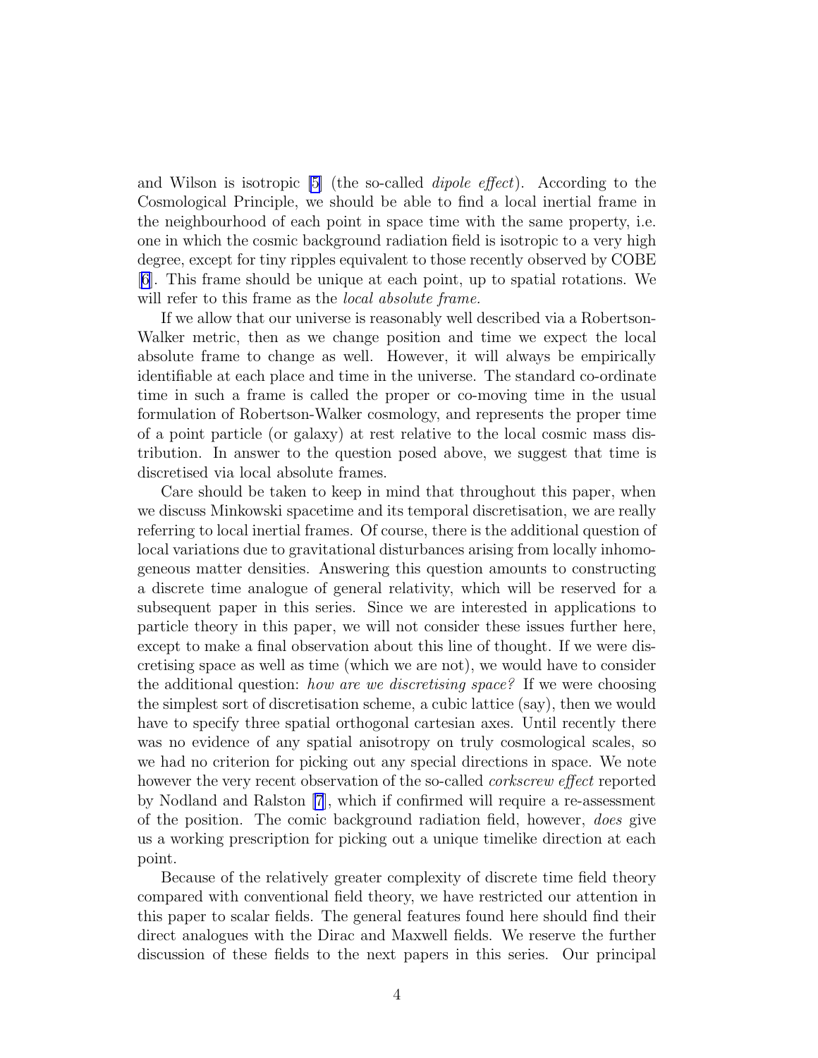and Wilson is isotropic [5] (the so-called *dipole effect*). According to the Cosmological Principle, we should be able to find a local inertial frame in the neighbourhood of each point in space time with the same property, i.e. one in which the cosmic background radiation field is isotropic to a very high degree, except for tiny ripples equivalent to those recently observed by COBE [6]. This frame should be unique at each point, up to spatial rotations. We will refer to this frame as the *local absolute frame.*

If we allow that our universe is reasonably well described via a Robertson-Walker metric, then as we change position and time we expect the local absolute frame to change as well. However, it will always be empirically identifiable at each place and time in the universe. The standard co-ordinate time in such a frame is called the proper or co-moving time in the usual formulation of Robertson-Walker cosmology, and represents the proper time of a point particle (or galaxy) at rest relative to the local cosmic mass distribution. In answer to the question posed above, we suggest that time is discretised via local absolute frames.

Care should be taken to keep in mind that throughout this paper, when we discuss Minkowski spacetime and its temporal discretisation, we are really referring to local inertial frames. Of course, there is the additional question of local variations due to gravitational disturbances arising from locally inhomogeneous matter densities. Answering this question amounts to constructing a discrete time analogue of general relativity, which will be reserved for a subsequent paper in this series. Since we are interested in applications to particle theory in this paper, we will not consider these issues further here, except to make a final observation about this line of thought. If we were discretising space as well as time (which we are not), we would have to consider the additional question: *how are we discretising space?* If we were choosing the simplest sort of discretisation scheme, a cubic lattice (say), then we would have to specify three spatial orthogonal cartesian axes. Until recently there was no evidence of any spatial anisotropy on truly cosmological scales, so we had no criterion for picking out any special directions in space. We note however the very recent observation of the so-called *corkscrew effect* reported by Nodland and Ralston [7], which if confirmed will require a re-assessment of the position. The comic background radiation field, however, *does* give us a working prescription for picking out a unique timelike direction at each point.

Because of the relatively greater complexity of discrete time field theory compared with conventional field theory, we have restricted our attention in this paper to scalar fields. The general features found here should find their direct analogues with the Dirac and Maxwell fields. We reserve the further discussion of these fields to the next papers in this series. Our principal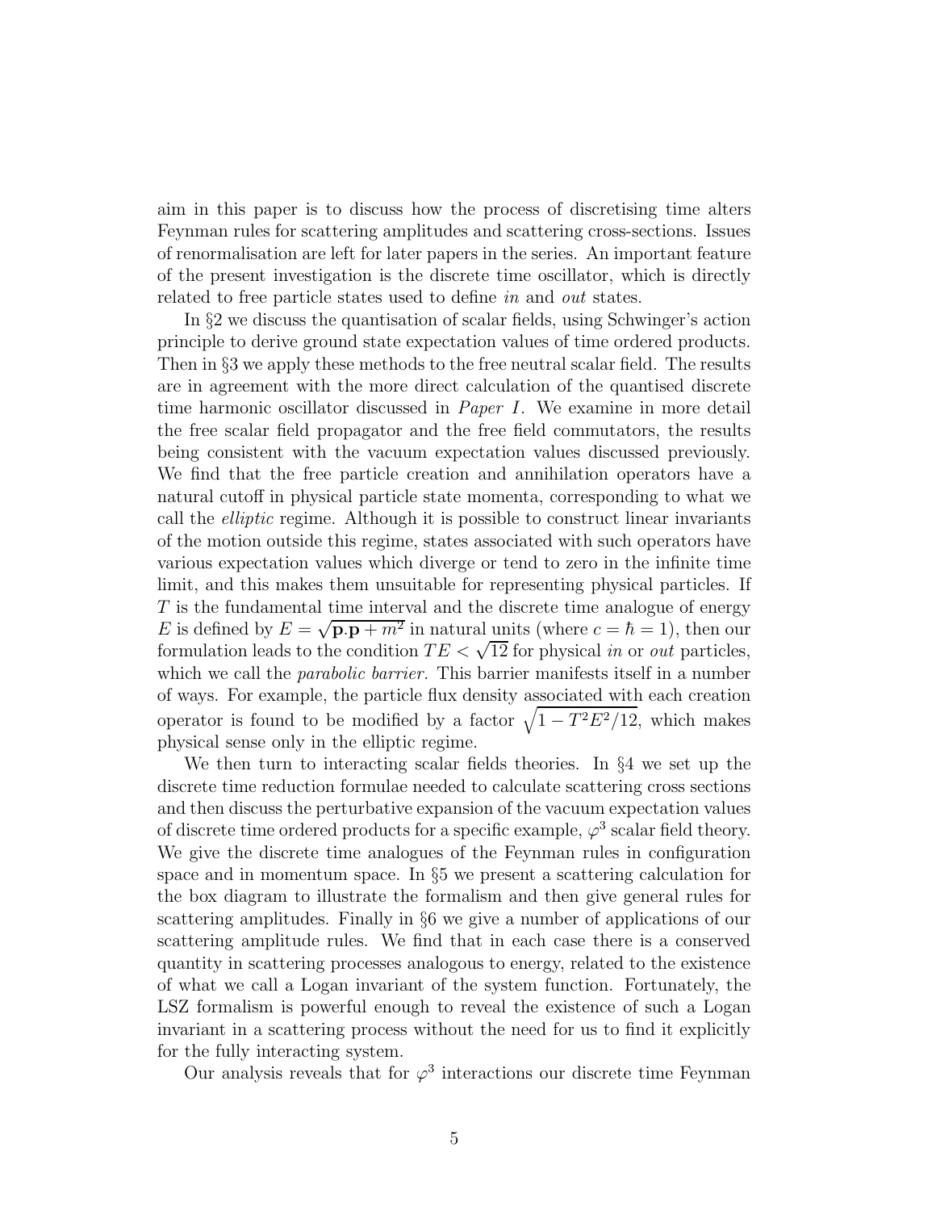aim in this paper is to discuss how the process of discretising time alters Feynman rules for scattering amplitudes and scattering cross-sections. Issues of renormalisation are left for later papers in the series. An important feature of the present investigation is the discrete time oscillator, which is directly related to free particle states used to define *in* and *out* states.

In §2 we discuss the quantisation of scalar fields, using Schwinger's action principle to derive ground state expectation values of time ordered products. Then in §3 we apply these methods to the free neutral scalar field. The results are in agreement with the more direct calculation of the quantised discrete time harmonic oscillator discussed in *Paper I*. We examine in more detail the free scalar field propagator and the free field commutators, the results being consistent with the vacuum expectation values discussed previously. We find that the free particle creation and annihilation operators have a natural cutoff in physical particle state momenta, corresponding to what we call the *elliptic* regime. Although it is possible to construct linear invariants of the motion outside this regime, states associated with such operators have various expectation values which diverge or tend to zero in the infinite time limit, and this makes them unsuitable for representing physical particles. If $T$ is the fundamental time interval and the discrete time analogue of energy $E$ is defined by $E = \sqrt{\mathbf{p}.\mathbf{p} + m^2}$ in natural units (where $c = \hbar = 1$), then our formulation leads to the condition $TE < \sqrt{12}$ for physical *in* or *out* particles, which we call the *parabolic barrier.* This barrier manifests itself in a number of ways. For example, the particle flux density associated with each creation operator is found to be modified by a factor $\sqrt{1 - T^2E^2/12}$, which makes physical sense only in the elliptic regime.

We then turn to interacting scalar fields theories. In §4 we set up the discrete time reduction formulae needed to calculate scattering cross sections and then discuss the perturbative expansion of the vacuum expectation values of discrete time ordered products for a specific example, $\varphi^3$ scalar field theory. We give the discrete time analogues of the Feynman rules in configuration space and in momentum space. In §5 we present a scattering calculation for the box diagram to illustrate the formalism and then give general rules for scattering amplitudes. Finally in §6 we give a number of applications of our scattering amplitude rules. We find that in each case there is a conserved quantity in scattering processes analogous to energy, related to the existence of what we call a Logan invariant of the system function. Fortunately, the LSZ formalism is powerful enough to reveal the existence of such a Logan invariant in a scattering process without the need for us to find it explicitly for the fully interacting system.

Our analysis reveals that for $\varphi^3$ interactions our discrete time Feynman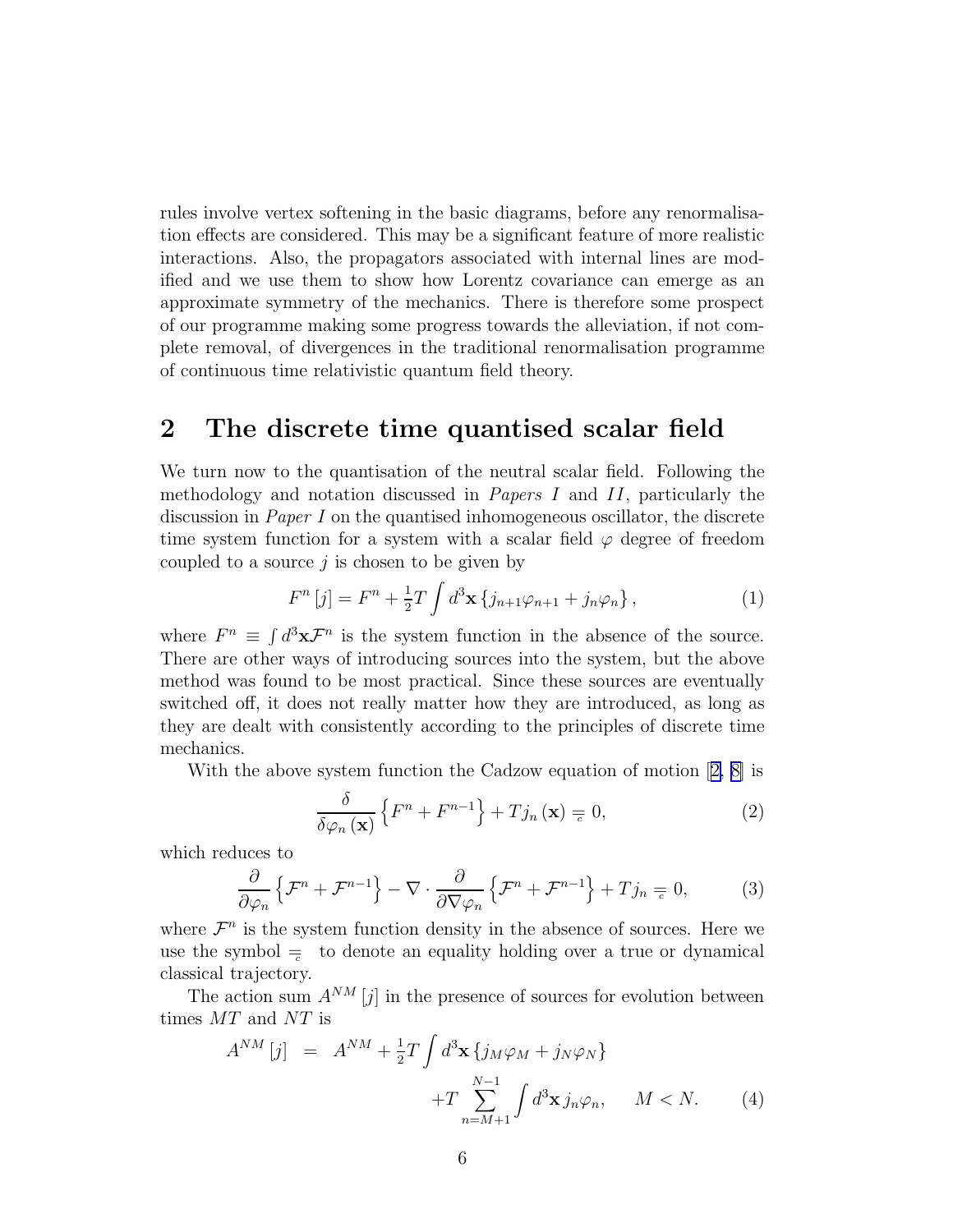rules involve vertex softening in the basic diagrams, before any renormalisation effects are considered. This may be a significant feature of more realistic interactions. Also, the propagators associated with internal lines are modified and we use them to show how Lorentz covariance can emerge as an approximate symmetry of the mechanics. There is therefore some prospect of our programme making some progress towards the alleviation, if not complete removal, of divergences in the traditional renormalisation programme of continuous time relativistic quantum field theory.

## 2 The discrete time quantised scalar field

We turn now to the quantisation of the neutral scalar field. Following the methodology and notation discussed in *Papers I* and *II*, particularly the discussion in *Paper I* on the quantised inhomogeneous oscillator, the discrete time system function for a system with a scalar field $\varphi$ degree of freedom coupled to a source $j$ is chosen to be given by

$$F^n[j] = F^n + \tfrac{1}{2}T \int d^3\mathbf{x} \left\{ j_{n+1}\varphi_{n+1} + j_n \varphi_n \right\}, \tag{1}$$

where $F^n \equiv \int d^3\mathbf{x} \mathcal{F}^n$ is the system function in the absence of the source. There are other ways of introducing sources into the system, but the above method was found to be most practical. Since these sources are eventually switched off, it does not really matter how they are introduced, as long as they are dealt with consistently according to the principles of discrete time mechanics.

With the above system function the Cadzow equation of motion [2, 8] is

$$\frac{\delta}{\delta \varphi_n(\mathbf{x})} \left\{ F^n + F^{n-1} \right\} + T j_n(\mathbf{x}) \underset{c}{=} 0, \tag{2}$$

which reduces to

$$\frac{\partial}{\partial \varphi_n} \left\{ \mathcal{F}^n + \mathcal{F}^{n-1} \right\} - \nabla \cdot \frac{\partial}{\partial \nabla \varphi_n} \left\{ \mathcal{F}^n + \mathcal{F}^{n-1} \right\} + T j_n \underset{c}{=} 0, \tag{3}$$

where $\mathcal{F}^n$ is the system function density in the absence of sources. Here we use the symbol $\underset{c}{=}$ to denote an equality holding over a true or dynamical classical trajectory.

The action sum $A^{NM}[j]$ in the presence of sources for evolution between times $MT$ and $NT$ is

$$\begin{aligned} A^{NM}[j] &= A^{NM} + \tfrac{1}{2}T \int d^3\mathbf{x} \left\{ j_M \varphi_M + j_N \varphi_N \right\} \\ &\quad + T \sum_{n=M+1}^{N-1} \int d^3\mathbf{x}\, j_n \varphi_n, \qquad M < N. \end{aligned} \tag{4}$$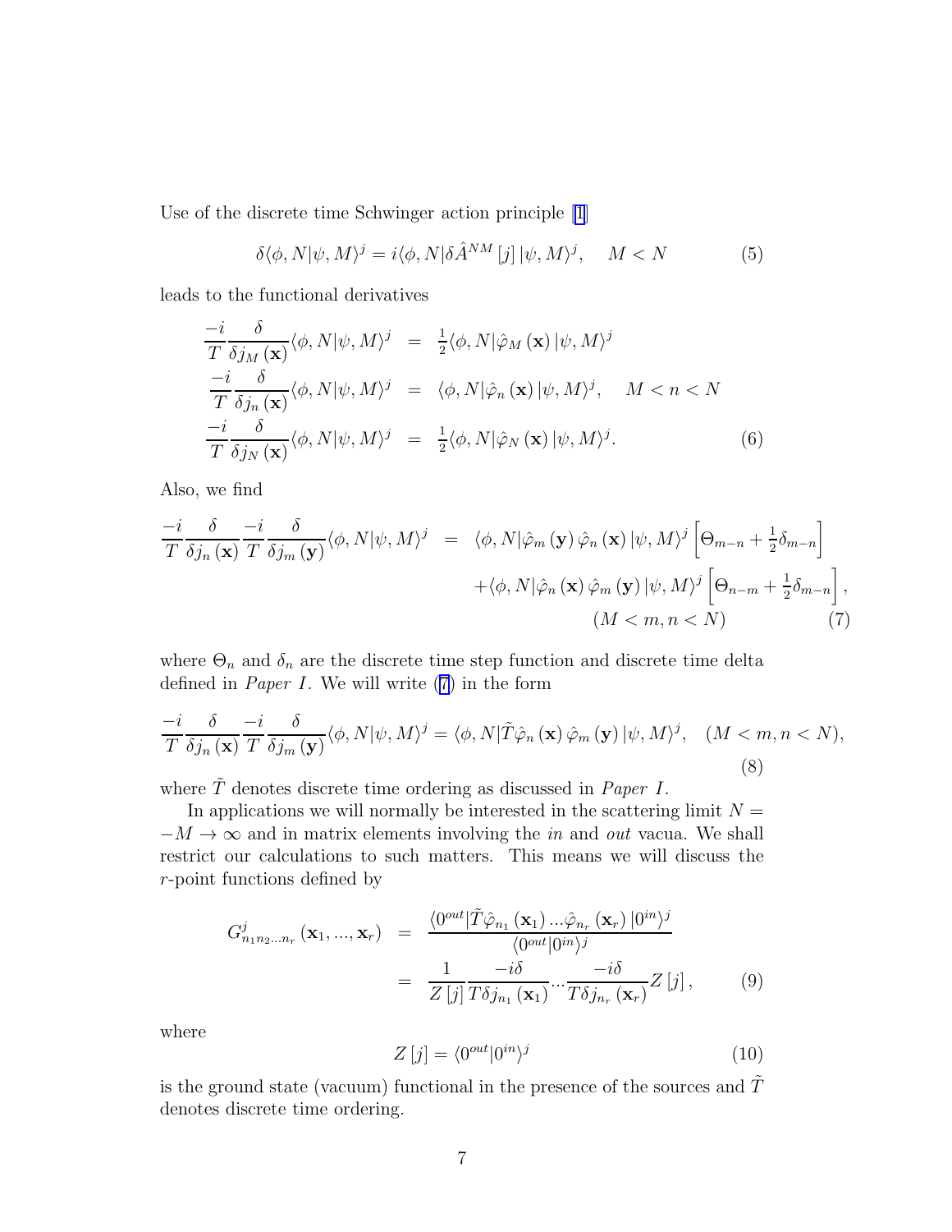Use of the discrete time Schwinger action principle [1]

$$\delta\langle\phi,N|\psi,M\rangle^{j}=i\langle\phi,N|\delta\hat{A}^{NM}\left[j\right]|\psi,M\rangle^{j},\quad M<N \tag{5}$$

leads to the functional derivatives

$$\begin{aligned}
\frac{-i}{T}\frac{\delta}{\delta j_{M}\left(\mathbf{x}\right)}\langle\phi,N|\psi,M\rangle^{j} &= \tfrac{1}{2}\langle\phi,N|\hat{\varphi}_{M}\left(\mathbf{x}\right)|\psi,M\rangle^{j} \\
\frac{-i}{T}\frac{\delta}{\delta j_{n}\left(\mathbf{x}\right)}\langle\phi,N|\psi,M\rangle^{j} &= \langle\phi,N|\hat{\varphi}_{n}\left(\mathbf{x}\right)|\psi,M\rangle^{j},\quad M<n<N \\
\frac{-i}{T}\frac{\delta}{\delta j_{N}\left(\mathbf{x}\right)}\langle\phi,N|\psi,M\rangle^{j} &= \tfrac{1}{2}\langle\phi,N|\hat{\varphi}_{N}\left(\mathbf{x}\right)|\psi,M\rangle^{j}.
\end{aligned} \tag{6}$$

Also, we find

$$\begin{aligned}
\frac{-i}{T}\frac{\delta}{\delta j_{n}\left(\mathbf{x}\right)}\frac{-i}{T}\frac{\delta}{\delta j_{m}\left(\mathbf{y}\right)}\langle\phi,N|\psi,M\rangle^{j} &= \langle\phi,N|\hat{\varphi}_{m}\left(\mathbf{y}\right)\hat{\varphi}_{n}\left(\mathbf{x}\right)|\psi,M\rangle^{j}\left[\Theta_{m-n}+\tfrac{1}{2}\delta_{m-n}\right] \\
&\quad+\langle\phi,N|\hat{\varphi}_{n}\left(\mathbf{x}\right)\hat{\varphi}_{m}\left(\mathbf{y}\right)|\psi,M\rangle^{j}\left[\Theta_{n-m}+\tfrac{1}{2}\delta_{m-n}\right], \\
&\qquad (M<m,n<N)
\end{aligned} \tag{7}$$

where $\Theta_{n}$ and $\delta_{n}$ are the discrete time step function and discrete time delta defined in *Paper I*. We will write (7) in the form

$$\frac{-i}{T}\frac{\delta}{\delta j_{n}\left(\mathbf{x}\right)}\frac{-i}{T}\frac{\delta}{\delta j_{m}\left(\mathbf{y}\right)}\langle\phi,N|\psi,M\rangle^{j}=\langle\phi,N|\tilde{T}\hat{\varphi}_{n}\left(\mathbf{x}\right)\hat{\varphi}_{m}\left(\mathbf{y}\right)|\psi,M\rangle^{j},\quad(M<m,n<N), \tag{8}$$

where $\tilde{T}$ denotes discrete time ordering as discussed in *Paper I*.

In applications we will normally be interested in the scattering limit $N=-M\rightarrow\infty$ and in matrix elements involving the *in* and *out* vacua. We shall restrict our calculations to such matters. This means we will discuss the $r$-point functions defined by

$$\begin{aligned}
G_{n_{1}n_{2}...n_{r}}^{j}\left(\mathbf{x}_{1},...,\mathbf{x}_{r}\right) &= \frac{\langle0^{out}|\tilde{T}\hat{\varphi}_{n_{1}}\left(\mathbf{x}_{1}\right)...\hat{\varphi}_{n_{r}}\left(\mathbf{x}_{r}\right)|0^{in}\rangle^{j}}{\langle0^{out}|0^{in}\rangle^{j}} \\
&= \frac{1}{Z\left[j\right]}\frac{-i\delta}{T\delta j_{n_{1}}\left(\mathbf{x}_{1}\right)}...\frac{-i\delta}{T\delta j_{n_{r}}\left(\mathbf{x}_{r}\right)}Z\left[j\right],
\end{aligned} \tag{9}$$

where

$$Z\left[j\right]=\langle0^{out}|0^{in}\rangle^{j} \tag{10}$$

is the ground state (vacuum) functional in the presence of the sources and $\tilde{T}$ denotes discrete time ordering.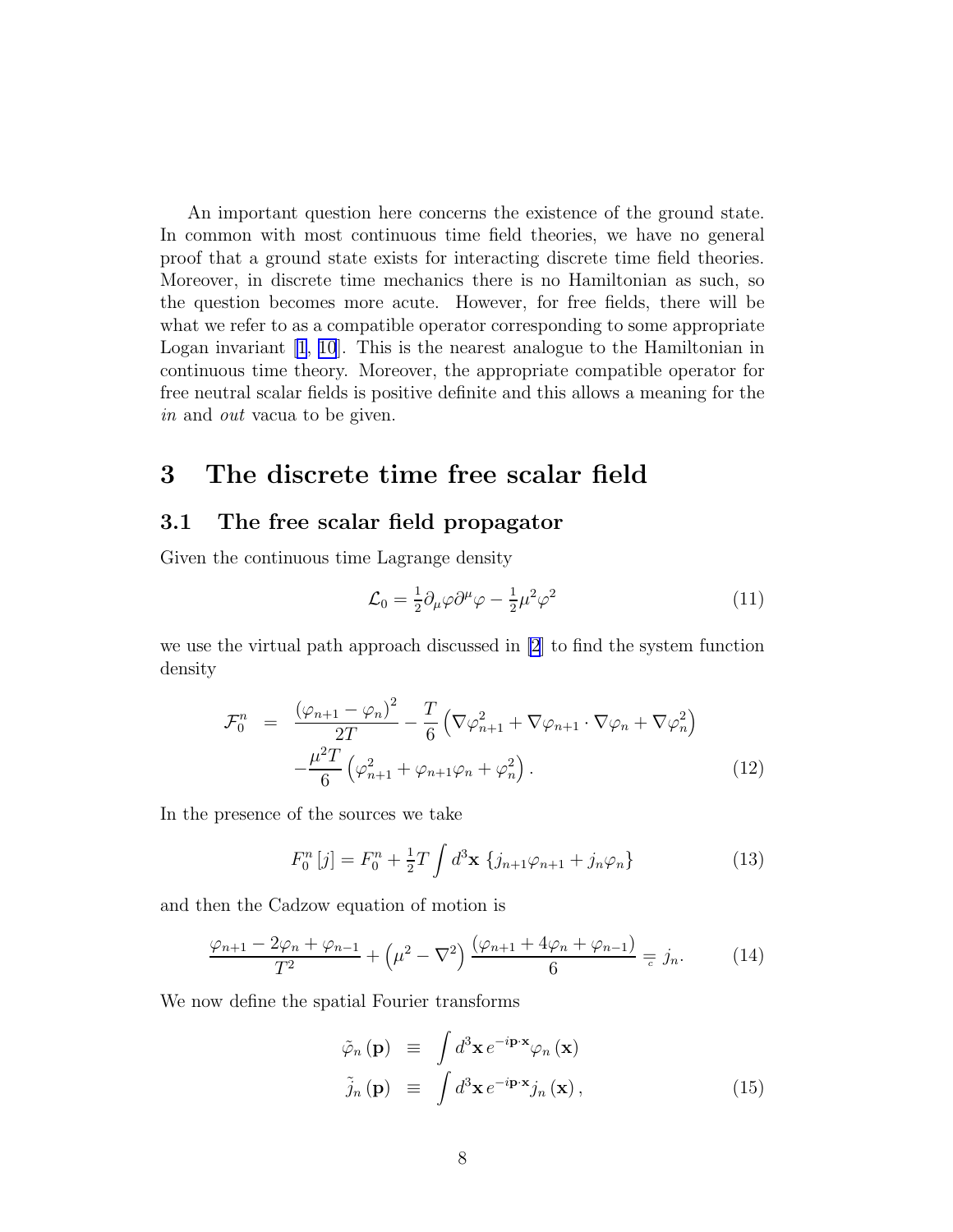An important question here concerns the existence of the ground state. In common with most continuous time field theories, we have no general proof that a ground state exists for interacting discrete time field theories. Moreover, in discrete time mechanics there is no Hamiltonian as such, so the question becomes more acute. However, for free fields, there will be what we refer to as a compatible operator corresponding to some appropriate Logan invariant [1, 10]. This is the nearest analogue to the Hamiltonian in continuous time theory. Moreover, the appropriate compatible operator for free neutral scalar fields is positive definite and this allows a meaning for the *in* and *out* vacua to be given.

# 3 The discrete time free scalar field

## 3.1 The free scalar field propagator

Given the continuous time Lagrange density

$$\mathcal{L}_0 = \tfrac{1}{2}\partial_\mu \varphi \partial^\mu \varphi - \tfrac{1}{2}\mu^2 \varphi^2 \tag{11}$$

we use the virtual path approach discussed in [2] to find the system function density

$$\begin{aligned}
\mathcal{F}_0^n &= \frac{\left(\varphi_{n+1} - \varphi_n\right)^2}{2T} - \frac{T}{6}\left(\nabla \varphi_{n+1}^2 + \nabla \varphi_{n+1} \cdot \nabla \varphi_n + \nabla \varphi_n^2\right) \\
&\quad - \frac{\mu^2 T}{6}\left(\varphi_{n+1}^2 + \varphi_{n+1}\varphi_n + \varphi_n^2\right).
\end{aligned} \tag{12}$$

In the presence of the sources we take

$$F_0^n\left[j\right] = F_0^n + \tfrac{1}{2} T \int d^3\mathbf{x}\, \left\{ j_{n+1}\varphi_{n+1} + j_n \varphi_n \right\} \tag{13}$$

and then the Cadzow equation of motion is

$$\frac{\varphi_{n+1} - 2\varphi_n + \varphi_{n-1}}{T^2} + \left(\mu^2 - \nabla^2\right)\frac{\left(\varphi_{n+1} + 4\varphi_n + \varphi_{n-1}\right)}{6} \underset{c}{=} j_n. \tag{14}$$

We now define the spatial Fourier transforms

$$\begin{aligned}
\tilde{\varphi}_n\left(\mathbf{p}\right) &\equiv \int d^3\mathbf{x}\, e^{-i\mathbf{p}\cdot\mathbf{x}} \varphi_n\left(\mathbf{x}\right) \\
\tilde{j}_n\left(\mathbf{p}\right) &\equiv \int d^3\mathbf{x}\, e^{-i\mathbf{p}\cdot\mathbf{x}} j_n\left(\mathbf{x}\right),
\end{aligned} \tag{15}$$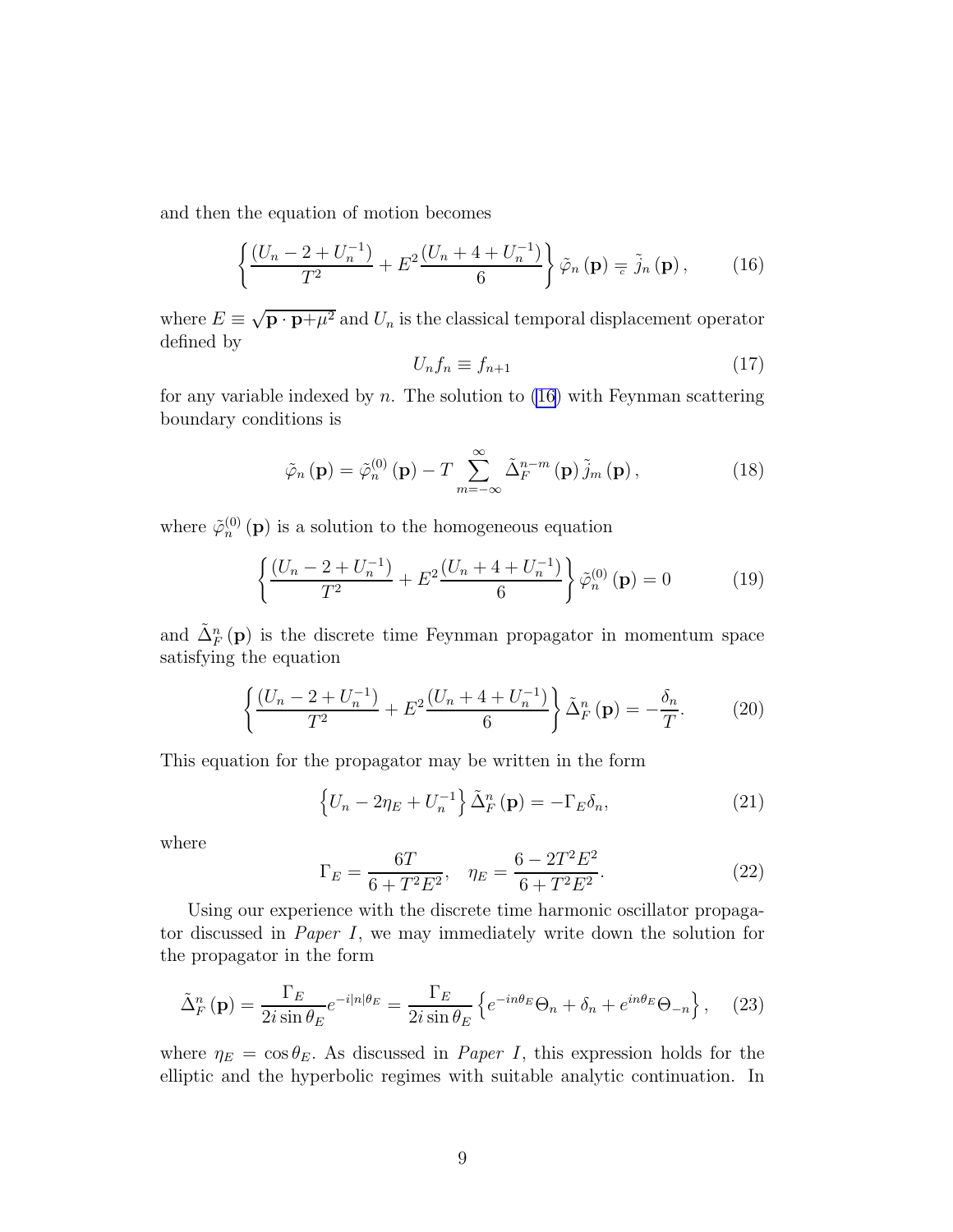and then the equation of motion becomes

$$\left\{ \frac{\left(U_n - 2 + U_n^{-1}\right)}{T^2} + E^2 \frac{\left(U_n + 4 + U_n^{-1}\right)}{6} \right\} \tilde{\varphi}_n\left(\mathbf{p}\right) \underset{c}{=} \tilde{j}_n\left(\mathbf{p}\right), \tag{16}$$

where $E \equiv \sqrt{\mathbf{p} \cdot \mathbf{p} + \mu^2}$ and $U_n$ is the classical temporal displacement operator defined by

$$U_n f_n \equiv f_{n+1} \tag{17}$$

for any variable indexed by $n$. The solution to (16) with Feynman scattering boundary conditions is

$$\tilde{\varphi}_n\left(\mathbf{p}\right) = \tilde{\varphi}_n^{(0)}\left(\mathbf{p}\right) - T \sum_{m=-\infty}^{\infty} \tilde{\Delta}_F^{n-m}\left(\mathbf{p}\right) \tilde{j}_m\left(\mathbf{p}\right), \tag{18}$$

where $\tilde{\varphi}_n^{(0)}\left(\mathbf{p}\right)$ is a solution to the homogeneous equation

$$\left\{ \frac{\left(U_n - 2 + U_n^{-1}\right)}{T^2} + E^2 \frac{\left(U_n + 4 + U_n^{-1}\right)}{6} \right\} \tilde{\varphi}_n^{(0)}\left(\mathbf{p}\right) = 0 \tag{19}$$

and $\tilde{\Delta}_F^n\left(\mathbf{p}\right)$ is the discrete time Feynman propagator in momentum space satisfying the equation

$$\left\{ \frac{\left(U_n - 2 + U_n^{-1}\right)}{T^2} + E^2 \frac{\left(U_n + 4 + U_n^{-1}\right)}{6} \right\} \tilde{\Delta}_F^n\left(\mathbf{p}\right) = -\frac{\delta_n}{T}. \tag{20}$$

This equation for the propagator may be written in the form

$$\left\{ U_n - 2\eta_E + U_n^{-1} \right\} \tilde{\Delta}_F^n\left(\mathbf{p}\right) = -\Gamma_E \delta_n, \tag{21}$$

where

$$\Gamma_E = \frac{6T}{6 + T^2 E^2}, \quad \eta_E = \frac{6 - 2T^2 E^2}{6 + T^2 E^2}. \tag{22}$$

Using our experience with the discrete time harmonic oscillator propagator discussed in *Paper I*, we may immediately write down the solution for the propagator in the form

$$\tilde{\Delta}_F^n\left(\mathbf{p}\right) = \frac{\Gamma_E}{2i \sin\theta_E} e^{-i|n|\theta_E} = \frac{\Gamma_E}{2i \sin\theta_E} \left\{ e^{-in\theta_E} \Theta_n + \delta_n + e^{in\theta_E} \Theta_{-n} \right\}, \tag{23}$$

where $\eta_E = \cos\theta_E$. As discussed in *Paper I*, this expression holds for the elliptic and the hyperbolic regimes with suitable analytic continuation. In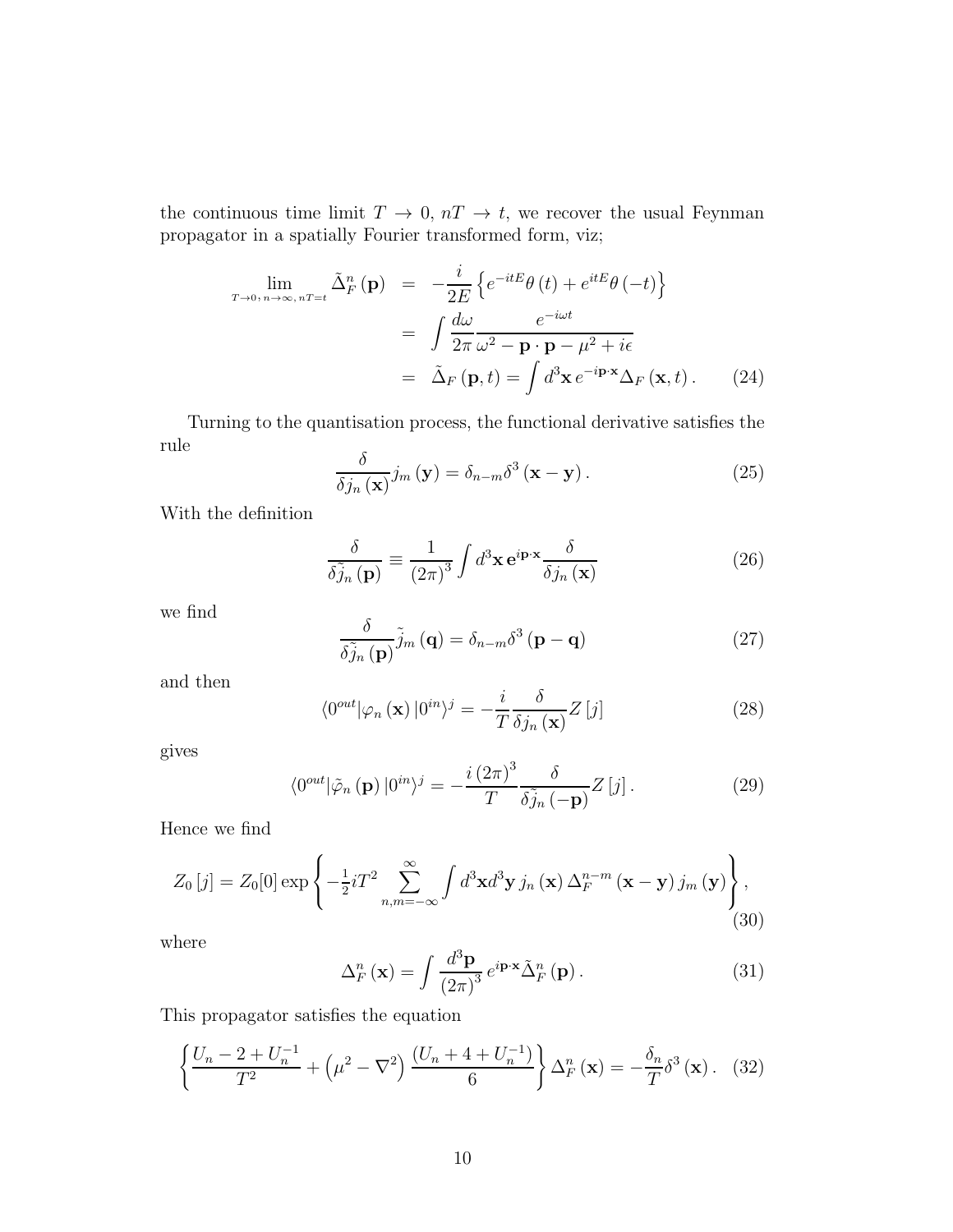the continuous time limit $T \to 0$, $nT \to t$, we recover the usual Feynman propagator in a spatially Fourier transformed form, viz;

$$
\begin{aligned}
\lim_{T\to 0,\, n\to\infty,\, nT=t} \tilde{\Delta}_F^n(\mathbf{p}) &= -\frac{i}{2E}\left\{e^{-itE}\theta(t) + e^{itE}\theta(-t)\right\} \\
&= \int \frac{d\omega}{2\pi} \frac{e^{-i\omega t}}{\omega^2 - \mathbf{p}\cdot\mathbf{p} - \mu^2 + i\epsilon} \\
&= \tilde{\Delta}_F(\mathbf{p}, t) = \int d^3\mathbf{x}\, e^{-i\mathbf{p}\cdot\mathbf{x}} \Delta_F(\mathbf{x}, t). \qquad (24)
\end{aligned}
$$

Turning to the quantisation process, the functional derivative satisfies the rule

$$
\frac{\delta}{\delta j_n(\mathbf{x})} j_m(\mathbf{y}) = \delta_{n-m}\delta^3(\mathbf{x}-\mathbf{y}). \qquad (25)
$$

With the definition

$$
\frac{\delta}{\delta \tilde{j}_n(\mathbf{p})} \equiv \frac{1}{(2\pi)^3}\int d^3\mathbf{x}\, \mathbf{e}^{i\mathbf{p}\cdot\mathbf{x}} \frac{\delta}{\delta j_n(\mathbf{x})} \qquad (26)
$$

we find

$$
\frac{\delta}{\delta \tilde{j}_n(\mathbf{p})} \tilde{j}_m(\mathbf{q}) = \delta_{n-m}\delta^3(\mathbf{p}-\mathbf{q}) \qquad (27)
$$

and then

$$
\langle 0^{out}|\varphi_n(\mathbf{x})|0^{in}\rangle^j = -\frac{i}{T}\frac{\delta}{\delta j_n(\mathbf{x})} Z[j] \qquad (28)
$$

gives

$$
\langle 0^{out}|\tilde{\varphi}_n(\mathbf{p})|0^{in}\rangle^j = -\frac{i(2\pi)^3}{T}\frac{\delta}{\delta \tilde{j}_n(-\mathbf{p})} Z[j]. \qquad (29)
$$

Hence we find

$$
Z_0[j] = Z_0[0]\exp\left\{-\tfrac{1}{2}iT^2\sum_{n,m=-\infty}^{\infty}\int d^3\mathbf{x}d^3\mathbf{y}\, j_n(\mathbf{x})\,\Delta_F^{n-m}(\mathbf{x}-\mathbf{y})\, j_m(\mathbf{y})\right\}, \qquad (30)
$$

where

$$
\Delta_F^n(\mathbf{x}) = \int \frac{d^3\mathbf{p}}{(2\pi)^3}\, e^{i\mathbf{p}\cdot\mathbf{x}}\tilde{\Delta}_F^n(\mathbf{p}). \qquad (31)
$$

This propagator satisfies the equation

$$
\left\{\frac{U_n - 2 + U_n^{-1}}{T^2} + \left(\mu^2 - \nabla^2\right)\frac{\left(U_n + 4 + U_n^{-1}\right)}{6}\right\}\Delta_F^n(\mathbf{x}) = -\frac{\delta_n}{T}\delta^3(\mathbf{x}). \qquad (32)
$$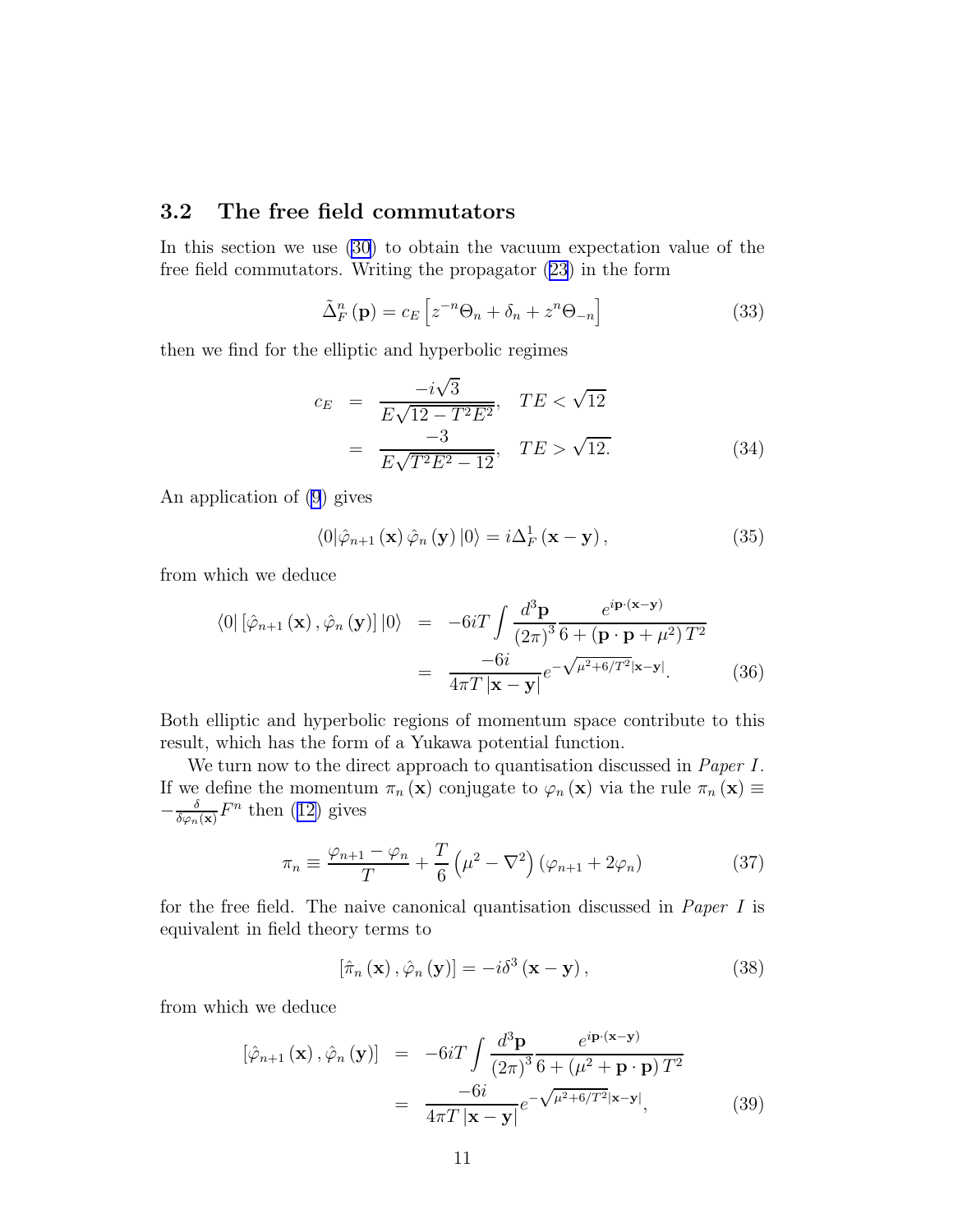### 3.2 The free field commutators

In this section we use (30) to obtain the vacuum expectation value of the free field commutators. Writing the propagator (23) in the form

$$\tilde{\Delta}_F^n(\mathbf{p}) = c_E\left[z^{-n}\Theta_n + \delta_n + z^n\Theta_{-n}\right] \tag{33}$$

then we find for the elliptic and hyperbolic regimes

$$\begin{aligned} c_E &= \frac{-i\sqrt{3}}{E\sqrt{12 - T^2E^2}}, \quad TE < \sqrt{12} \\ &= \frac{-3}{E\sqrt{T^2E^2 - 12}}, \quad TE > \sqrt{12.} \end{aligned} \tag{34}$$

An application of (9) gives

$$\langle 0|\hat{\varphi}_{n+1}(\mathbf{x})\,\hat{\varphi}_n(\mathbf{y})|0\rangle = i\Delta_F^1(\mathbf{x}-\mathbf{y}), \tag{35}$$

from which we deduce

$$\begin{aligned} \langle 0|\left[\hat{\varphi}_{n+1}(\mathbf{x}), \hat{\varphi}_n(\mathbf{y})\right]|0\rangle &= -6iT\int \frac{d^3\mathbf{p}}{(2\pi)^3}\frac{e^{i\mathbf{p}\cdot(\mathbf{x}-\mathbf{y})}}{6 + (\mathbf{p}\cdot\mathbf{p} + \mu^2)T^2} \\ &= \frac{-6i}{4\pi T|\mathbf{x}-\mathbf{y}|}e^{-\sqrt{\mu^2+6/T^2}|\mathbf{x}-\mathbf{y}|}. \end{aligned} \tag{36}$$

Both elliptic and hyperbolic regions of momentum space contribute to this result, which has the form of a Yukawa potential function.

We turn now to the direct approach to quantisation discussed in *Paper I*. If we define the momentum $\pi_n(\mathbf{x})$ conjugate to $\varphi_n(\mathbf{x})$ via the rule $\pi_n(\mathbf{x}) \equiv -\frac{\delta}{\delta\varphi_n(\mathbf{x})}F^n$ then (12) gives

$$\pi_n \equiv \frac{\varphi_{n+1} - \varphi_n}{T} + \frac{T}{6}\left(\mu^2 - \nabla^2\right)(\varphi_{n+1} + 2\varphi_n) \tag{37}$$

for the free field. The naive canonical quantisation discussed in *Paper I* is equivalent in field theory terms to

$$[\hat{\pi}_n(\mathbf{x}), \hat{\varphi}_n(\mathbf{y})] = -i\delta^3(\mathbf{x}-\mathbf{y}), \tag{38}$$

from which we deduce

$$\begin{aligned} [\hat{\varphi}_{n+1}(\mathbf{x}), \hat{\varphi}_n(\mathbf{y})] &= -6iT\int \frac{d^3\mathbf{p}}{(2\pi)^3}\frac{e^{i\mathbf{p}\cdot(\mathbf{x}-\mathbf{y})}}{6 + (\mu^2 + \mathbf{p}\cdot\mathbf{p})T^2} \\ &= \frac{-6i}{4\pi T|\mathbf{x}-\mathbf{y}|}e^{-\sqrt{\mu^2+6/T^2}|\mathbf{x}-\mathbf{y}|}, \end{aligned} \tag{39}$$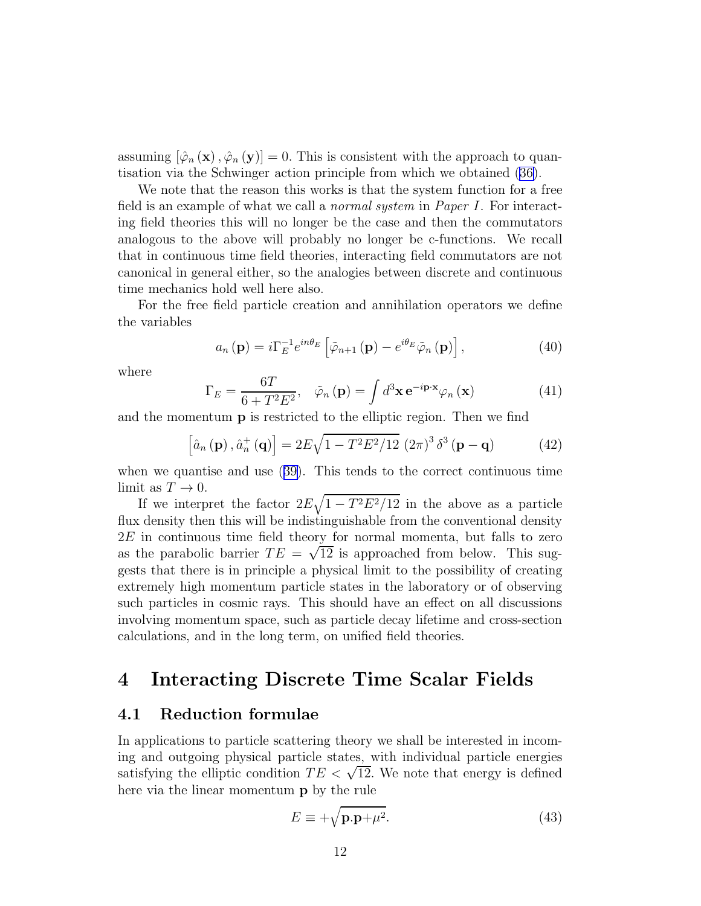assuming $[\hat{\varphi}_n(\mathbf{x}), \hat{\varphi}_n(\mathbf{y})] = 0$. This is consistent with the approach to quantisation via the Schwinger action principle from which we obtained (36).

We note that the reason this works is that the system function for a free field is an example of what we call a *normal system* in *Paper I*. For interacting field theories this will no longer be the case and then the commutators analogous to the above will probably no longer be c-functions. We recall that in continuous time field theories, interacting field commutators are not canonical in general either, so the analogies between discrete and continuous time mechanics hold well here also.

For the free field particle creation and annihilation operators we define the variables

$$a_n(\mathbf{p}) = i\Gamma_E^{-1} e^{in\theta_E} \left[ \tilde{\varphi}_{n+1}(\mathbf{p}) - e^{i\theta_E} \tilde{\varphi}_n(\mathbf{p}) \right], \tag{40}$$

where

$$\Gamma_E = \frac{6T}{6 + T^2 E^2}, \quad \tilde{\varphi}_n(\mathbf{p}) = \int d^3\mathbf{x}\, \mathbf{e}^{-i\mathbf{p}\cdot\mathbf{x}} \varphi_n(\mathbf{x}) \tag{41}$$

and the momentum $\mathbf{p}$ is restricted to the elliptic region. Then we find

$$\left[ \hat{a}_n(\mathbf{p}), \hat{a}_n^+(\mathbf{q}) \right] = 2E\sqrt{1 - T^2E^2/12}\; (2\pi)^3 \delta^3(\mathbf{p} - \mathbf{q}) \tag{42}$$

when we quantise and use (39). This tends to the correct continuous time limit as $T \to 0$.

If we interpret the factor $2E\sqrt{1 - T^2E^2/12}$ in the above as a particle flux density then this will be indistinguishable from the conventional density $2E$ in continuous time field theory for normal momenta, but falls to zero as the parabolic barrier $TE = \sqrt{12}$ is approached from below. This suggests that there is in principle a physical limit to the possibility of creating extremely high momentum particle states in the laboratory or of observing such particles in cosmic rays. This should have an effect on all discussions involving momentum space, such as particle decay lifetime and cross-section calculations, and in the long term, on unified field theories.

# 4 Interacting Discrete Time Scalar Fields

## 4.1 Reduction formulae

In applications to particle scattering theory we shall be interested in incoming and outgoing physical particle states, with individual particle energies satisfying the elliptic condition $TE < \sqrt{12}$. We note that energy is defined here via the linear momentum $\mathbf{p}$ by the rule

$$E \equiv +\sqrt{\mathbf{p}.\mathbf{p} + \mu^2}. \tag{43}$$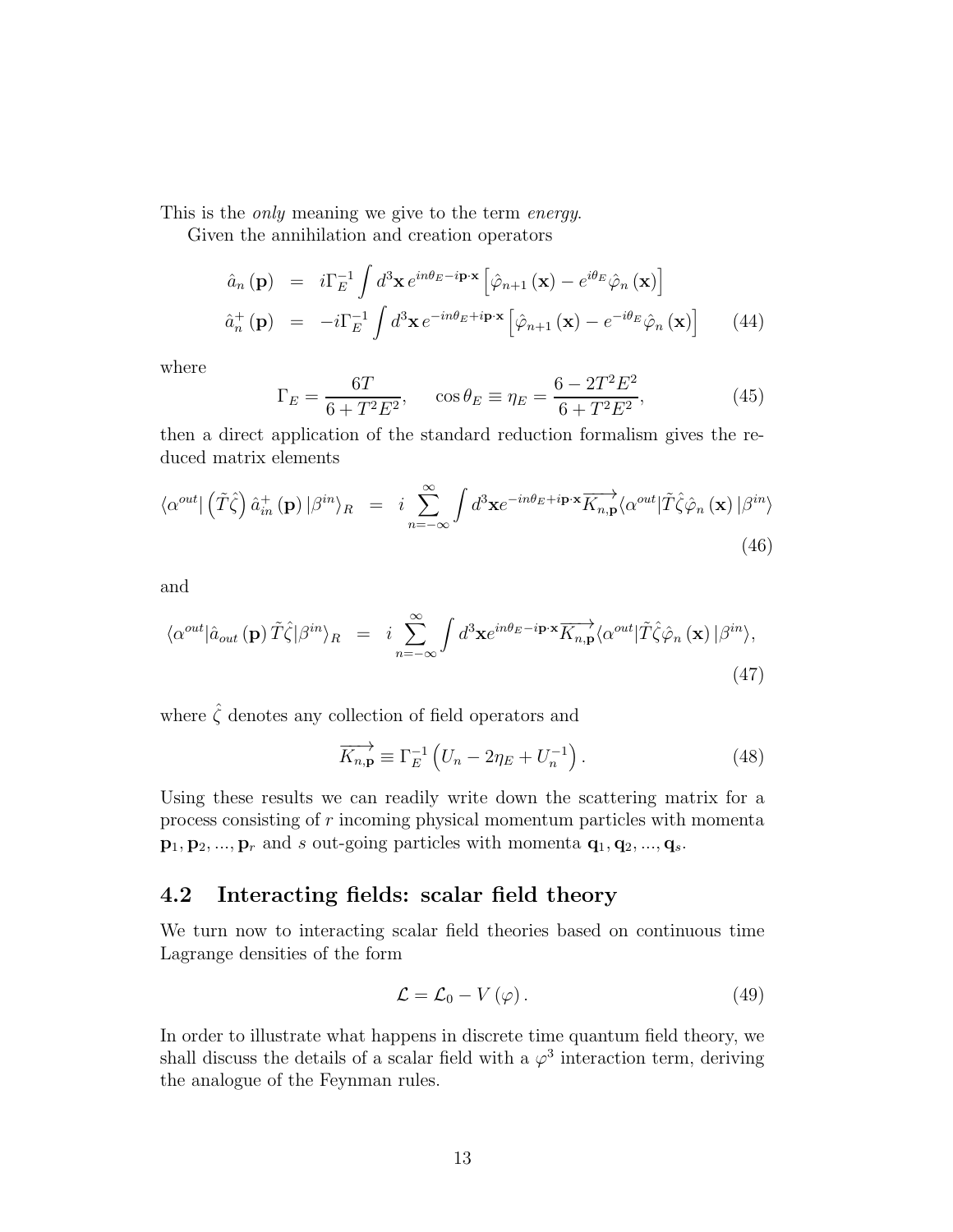This is the *only* meaning we give to the term *energy*.

Given the annihilation and creation operators

$$
\begin{aligned}
\hat{a}_n(\mathbf{p}) &= i\Gamma_E^{-1}\int d^3\mathbf{x}\, e^{in\theta_E - i\mathbf{p}\cdot\mathbf{x}}\left[\hat{\varphi}_{n+1}(\mathbf{x}) - e^{i\theta_E}\hat{\varphi}_n(\mathbf{x})\right] \\
\hat{a}_n^+(\mathbf{p}) &= -i\Gamma_E^{-1}\int d^3\mathbf{x}\, e^{-in\theta_E + i\mathbf{p}\cdot\mathbf{x}}\left[\hat{\varphi}_{n+1}(\mathbf{x}) - e^{-i\theta_E}\hat{\varphi}_n(\mathbf{x})\right] \qquad (44)
\end{aligned}
$$

where

$$
\Gamma_E = \frac{6T}{6+T^2E^2}, \qquad \cos\theta_E \equiv \eta_E = \frac{6-2T^2E^2}{6+T^2E^2}, \tag{45}
$$

then a direct application of the standard reduction formalism gives the reduced matrix elements

$$
\langle\alpha^{out}|\left(\tilde{T}\hat{\zeta}\right)\hat{a}_{in}^+(\mathbf{p})|\beta^{in}\rangle_R = i\sum_{n=-\infty}^{\infty}\int d^3\mathbf{x} e^{-in\theta_E + i\mathbf{p}\cdot\mathbf{x}}\overrightarrow{K_{n,\mathbf{p}}}\langle\alpha^{out}|\tilde{T}\hat{\zeta}\hat{\varphi}_n(\mathbf{x})|\beta^{in}\rangle \tag{46}
$$

and

$$
\langle\alpha^{out}|\hat{a}_{out}(\mathbf{p})\,\tilde{T}\hat{\zeta}|\beta^{in}\rangle_R = i\sum_{n=-\infty}^{\infty}\int d^3\mathbf{x} e^{in\theta_E - i\mathbf{p}\cdot\mathbf{x}}\overrightarrow{K_{n,\mathbf{p}}}\langle\alpha^{out}|\tilde{T}\hat{\zeta}\hat{\varphi}_n(\mathbf{x})|\beta^{in}\rangle, \tag{47}
$$

where $\hat{\zeta}$ denotes any collection of field operators and

$$
\overrightarrow{K_{n,\mathbf{p}}} \equiv \Gamma_E^{-1}\left(U_n - 2\eta_E + U_n^{-1}\right). \tag{48}
$$

Using these results we can readily write down the scattering matrix for a process consisting of $r$ incoming physical momentum particles with momenta $\mathbf{p}_1, \mathbf{p}_2, ..., \mathbf{p}_r$ and $s$ out-going particles with momenta $\mathbf{q}_1, \mathbf{q}_2, ..., \mathbf{q}_s$.

## 4.2 Interacting fields: scalar field theory

We turn now to interacting scalar field theories based on continuous time Lagrange densities of the form

$$
\mathcal{L} = \mathcal{L}_0 - V(\varphi). \tag{49}
$$

In order to illustrate what happens in discrete time quantum field theory, we shall discuss the details of a scalar field with a $\varphi^3$ interaction term, deriving the analogue of the Feynman rules.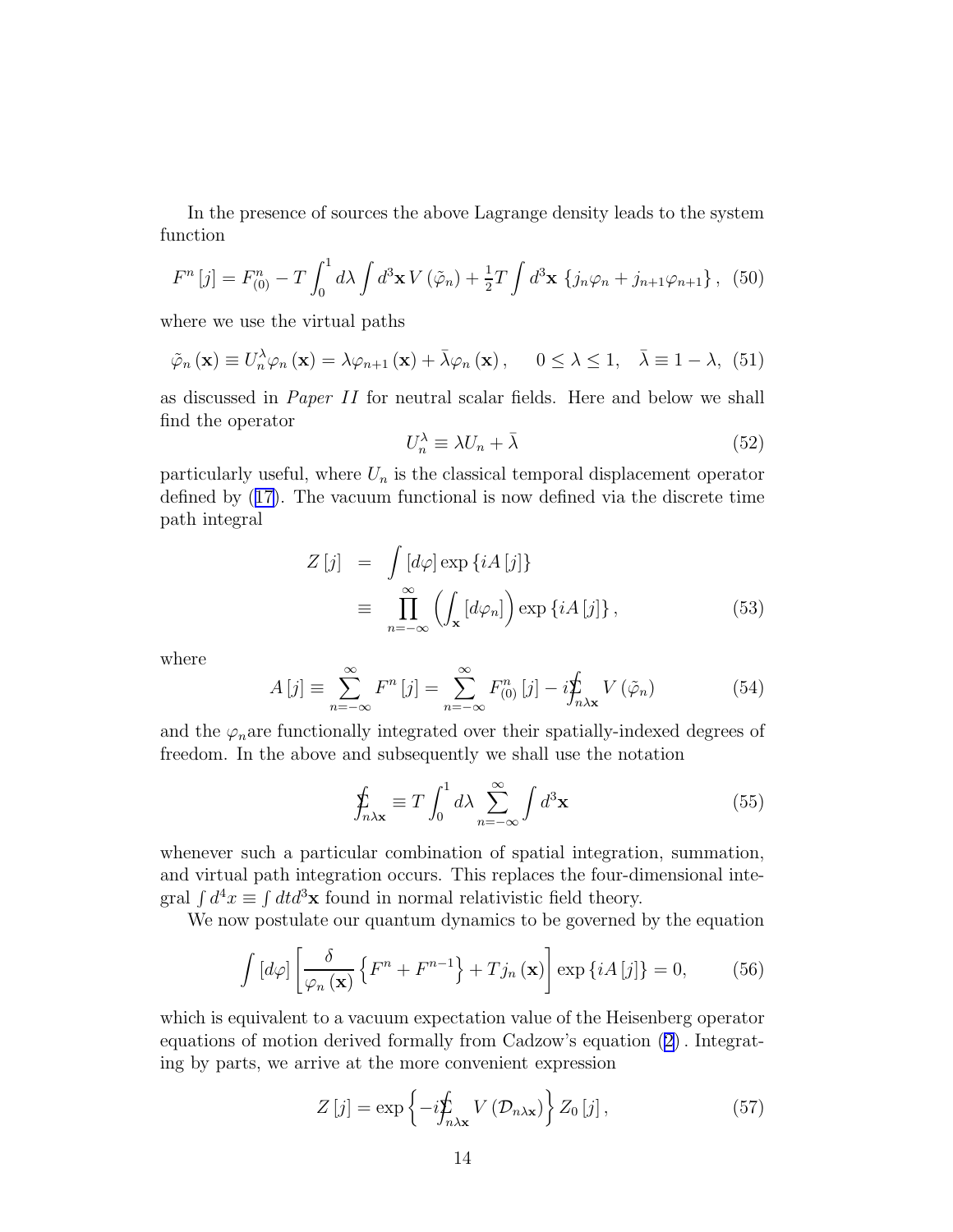In the presence of sources the above Lagrange density leads to the system function

$$F^n[j] = F^n_{(0)} - T\int_0^1 d\lambda \int d^3\mathbf{x}\, V(\tilde{\varphi}_n) + \tfrac{1}{2}T\int d^3\mathbf{x}\,\{j_n\varphi_n + j_{n+1}\varphi_{n+1}\}, \quad (50)$$

where we use the virtual paths

$$\tilde{\varphi}_n(\mathbf{x}) \equiv U_n^\lambda \varphi_n(\mathbf{x}) = \lambda\varphi_{n+1}(\mathbf{x}) + \bar{\lambda}\varphi_n(\mathbf{x}), \quad 0 \le \lambda \le 1, \quad \bar{\lambda} \equiv 1-\lambda, \quad (51)$$

as discussed in *Paper II* for neutral scalar fields. Here and below we shall find the operator

$$U_n^\lambda \equiv \lambda U_n + \bar{\lambda} \quad (52)$$

particularly useful, where $U_n$ is the classical temporal displacement operator defined by (17). The vacuum functional is now defined via the discrete time path integral

$$\begin{aligned} Z[j] &= \int [d\varphi]\exp\{iA[j]\} \\ &\equiv \prod_{n=-\infty}^{\infty}\left(\int_{\mathbf{x}}[d\varphi_n]\right)\exp\{iA[j]\}, \end{aligned} \quad (53)$$

where

$$A[j] \equiv \sum_{n=-\infty}^{\infty} F^n[j] = \sum_{n=-\infty}^{\infty} F^n_{(0)}[j] - i\sum\!\!\!\!\!\!\int_{n\lambda\mathbf{x}} V(\tilde{\varphi}_n) \quad (54)$$

and the $\varphi_n$are functionally integrated over their spatially-indexed degrees of freedom. In the above and subsequently we shall use the notation

$$\sum\!\!\!\!\!\!\int_{n\lambda\mathbf{x}} \equiv T\int_0^1 d\lambda \sum_{n=-\infty}^{\infty}\int d^3\mathbf{x} \quad (55)$$

whenever such a particular combination of spatial integration, summation, and virtual path integration occurs. This replaces the four-dimensional integral $\int d^4x \equiv \int dt d^3\mathbf{x}$ found in normal relativistic field theory.

We now postulate our quantum dynamics to be governed by the equation

$$\int [d\varphi]\left[\frac{\delta}{\varphi_n(\mathbf{x})}\left\{F^n + F^{n-1}\right\} + Tj_n(\mathbf{x})\right]\exp\{iA[j]\} = 0, \quad (56)$$

which is equivalent to a vacuum expectation value of the Heisenberg operator equations of motion derived formally from Cadzow's equation (2) . Integrating by parts, we arrive at the more convenient expression

$$Z[j] = \exp\left\{-i\sum\!\!\!\!\!\!\int_{n\lambda\mathbf{x}} V(\mathcal{D}_{n\lambda\mathbf{x}})\right\} Z_0[j], \quad (57)$$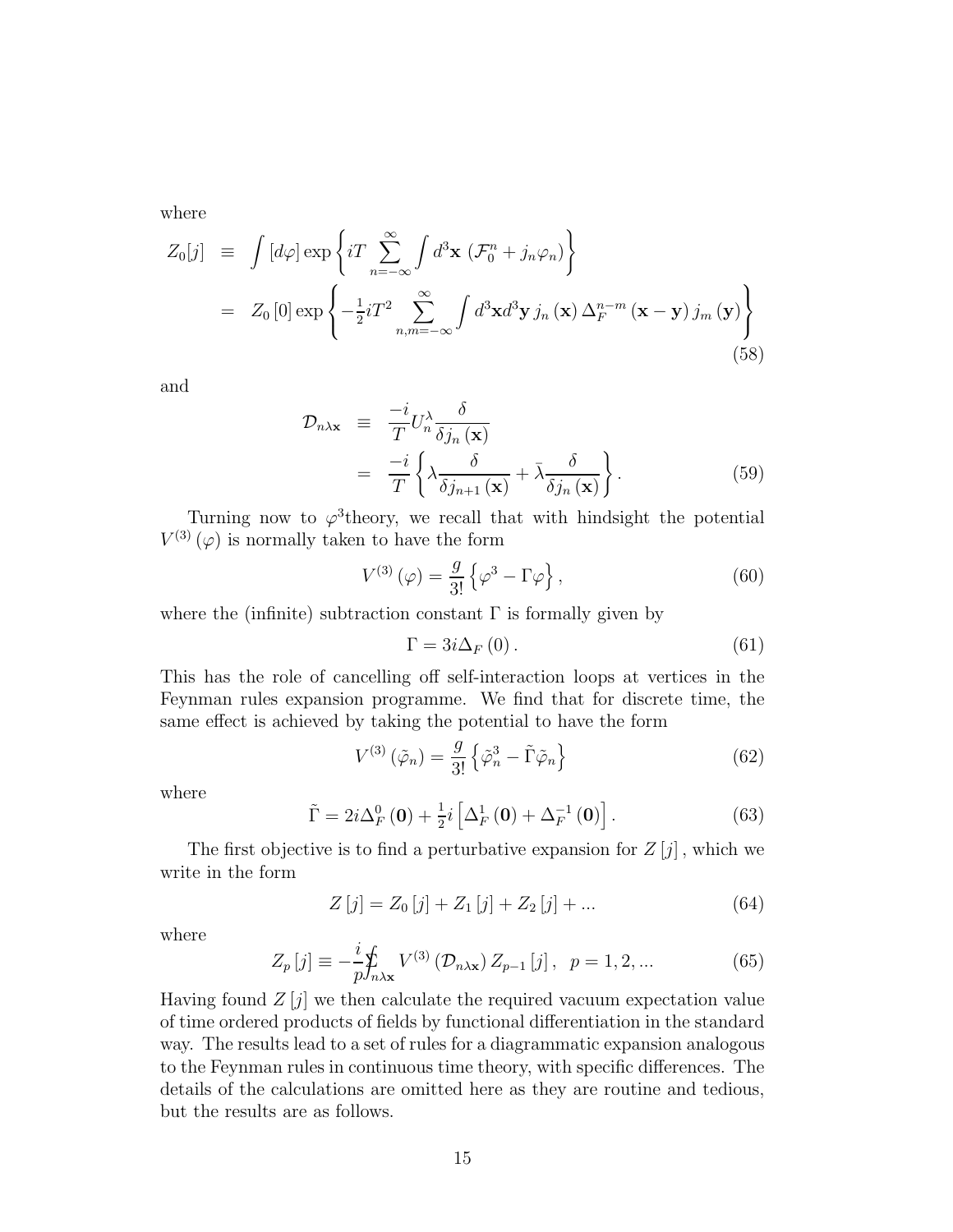where

$$
\begin{aligned}
Z_0[j] &\equiv \int [d\varphi] \exp\left\{ iT \sum_{n=-\infty}^{\infty} \int d^3\mathbf{x}\, \left(\mathcal{F}_0^n + j_n \varphi_n\right) \right\} \\
&= Z_0[0] \exp\left\{ -\tfrac{1}{2} i T^2 \sum_{n,m=-\infty}^{\infty} \int d^3\mathbf{x} d^3\mathbf{y}\, j_n(\mathbf{x}) \Delta_F^{n-m}(\mathbf{x}-\mathbf{y}) j_m(\mathbf{y}) \right\}
\end{aligned}
\tag{58}
$$

and

$$
\begin{aligned}
\mathcal{D}_{n\lambda\mathbf{x}} &\equiv \frac{-i}{T} U_n^\lambda \frac{\delta}{\delta j_n(\mathbf{x})} \\
&= \frac{-i}{T} \left\{ \lambda \frac{\delta}{\delta j_{n+1}(\mathbf{x})} + \bar{\lambda} \frac{\delta}{\delta j_n(\mathbf{x})} \right\}.
\end{aligned}
\tag{59}
$$

Turning now to $\varphi^3$theory, we recall that with hindsight the potential $V^{(3)}(\varphi)$ is normally taken to have the form

$$
V^{(3)}(\varphi) = \frac{g}{3!} \left\{ \varphi^3 - \Gamma\varphi \right\}, \tag{60}
$$

where the (infinite) subtraction constant $\Gamma$ is formally given by

$$
\Gamma = 3i\Delta_F(0). \tag{61}
$$

This has the role of cancelling off self-interaction loops at vertices in the Feynman rules expansion programme. We find that for discrete time, the same effect is achieved by taking the potential to have the form

$$
V^{(3)}(\tilde{\varphi}_n) = \frac{g}{3!} \left\{ \tilde{\varphi}_n^3 - \tilde{\Gamma}\tilde{\varphi}_n \right\} \tag{62}
$$

where

$$
\tilde{\Gamma} = 2i\Delta_F^0(\mathbf{0}) + \tfrac{1}{2} i \left[ \Delta_F^1(\mathbf{0}) + \Delta_F^{-1}(\mathbf{0}) \right]. \tag{63}
$$

The first objective is to find a perturbative expansion for $Z[j]$, which we write in the form

$$
Z[j] = Z_0[j] + Z_1[j] + Z_2[j] + ... \tag{64}
$$

where

$$
Z_p[j] \equiv -\frac{i}{p} \sum\!\!\!\!\!\!\int_{n\lambda\mathbf{x}} V^{(3)}(\mathcal{D}_{n\lambda\mathbf{x}}) Z_{p-1}[j], \quad p = 1, 2, ... \tag{65}
$$

Having found $Z[j]$ we then calculate the required vacuum expectation value of time ordered products of fields by functional differentiation in the standard way. The results lead to a set of rules for a diagrammatic expansion analogous to the Feynman rules in continuous time theory, with specific differences. The details of the calculations are omitted here as they are routine and tedious, but the results are as follows.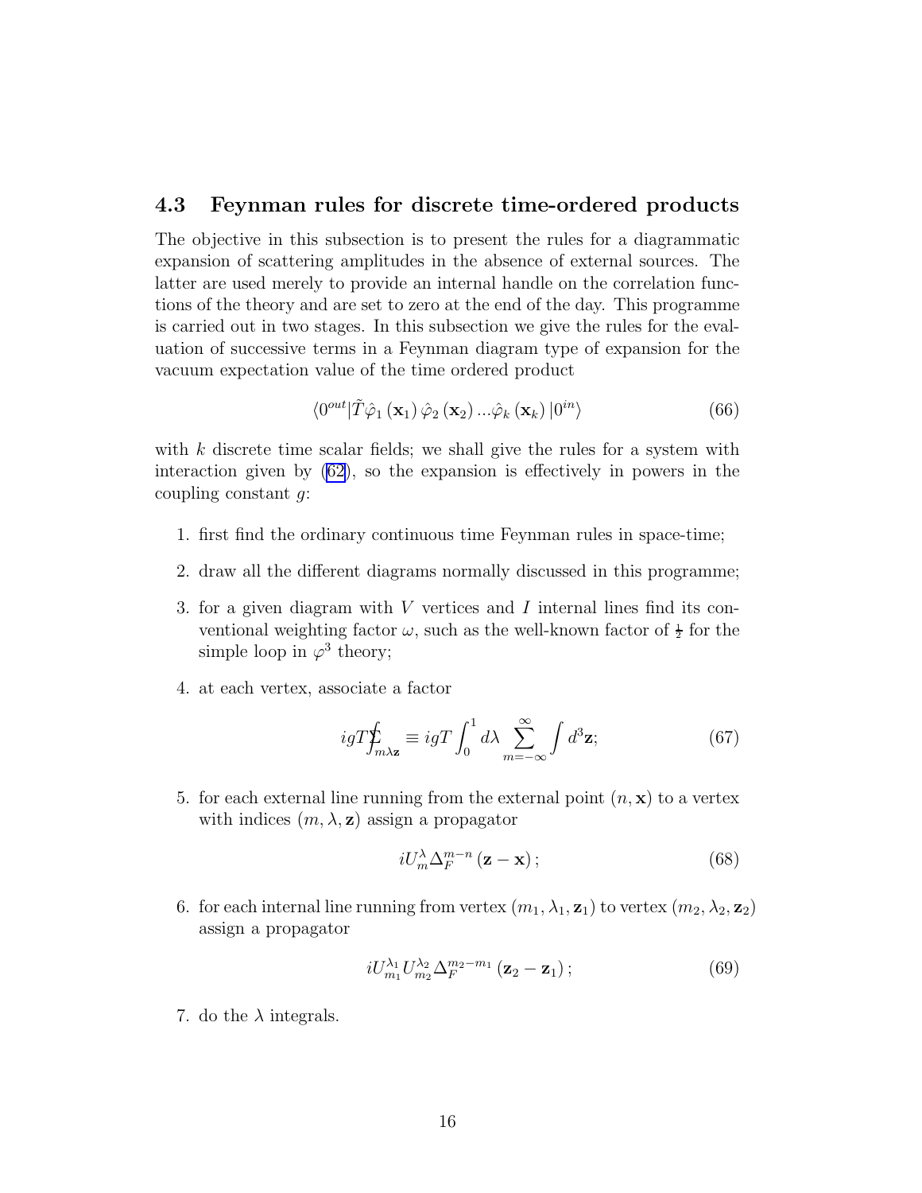### 4.3 Feynman rules for discrete time-ordered products

The objective in this subsection is to present the rules for a diagrammatic expansion of scattering amplitudes in the absence of external sources. The latter are used merely to provide an internal handle on the correlation functions of the theory and are set to zero at the end of the day. This programme is carried out in two stages. In this subsection we give the rules for the evaluation of successive terms in a Feynman diagram type of expansion for the vacuum expectation value of the time ordered product

$$\langle 0^{out} | \tilde{T} \hat{\varphi}_1 (\mathbf{x}_1) \, \hat{\varphi}_2 (\mathbf{x}_2) \ldots \hat{\varphi}_k (\mathbf{x}_k) \, | 0^{in} \rangle \tag{66}$$

with $k$ discrete time scalar fields; we shall give the rules for a system with interaction given by (62), so the expansion is effectively in powers in the coupling constant $g$:

1. first find the ordinary continuous time Feynman rules in space-time;
2. draw all the different diagrams normally discussed in this programme;
3. for a given diagram with $V$ vertices and $I$ internal lines find its conventional weighting factor $\omega$, such as the well-known factor of $\frac{1}{2}$ for the simple loop in $\varphi^3$ theory;
4. at each vertex, associate a factor
$$igT \sum\!\!\!\!\!\!\int_{m\lambda\mathbf{z}} \equiv igT \int_0^1 d\lambda \sum_{m=-\infty}^{\infty} \int d^3\mathbf{z}; \tag{67}$$
5. for each external line running from the external point $(n, \mathbf{x})$ to a vertex with indices $(m, \lambda, \mathbf{z})$ assign a propagator
$$iU_m^{\lambda} \Delta_F^{m-n} (\mathbf{z} - \mathbf{x}) ; \tag{68}$$
6. for each internal line running from vertex $(m_1, \lambda_1, \mathbf{z}_1)$ to vertex $(m_2, \lambda_2, \mathbf{z}_2)$ assign a propagator
$$iU_{m_1}^{\lambda_1} U_{m_2}^{\lambda_2} \Delta_F^{m_2 - m_1} (\mathbf{z}_2 - \mathbf{z}_1) ; \tag{69}$$
7. do the $\lambda$ integrals.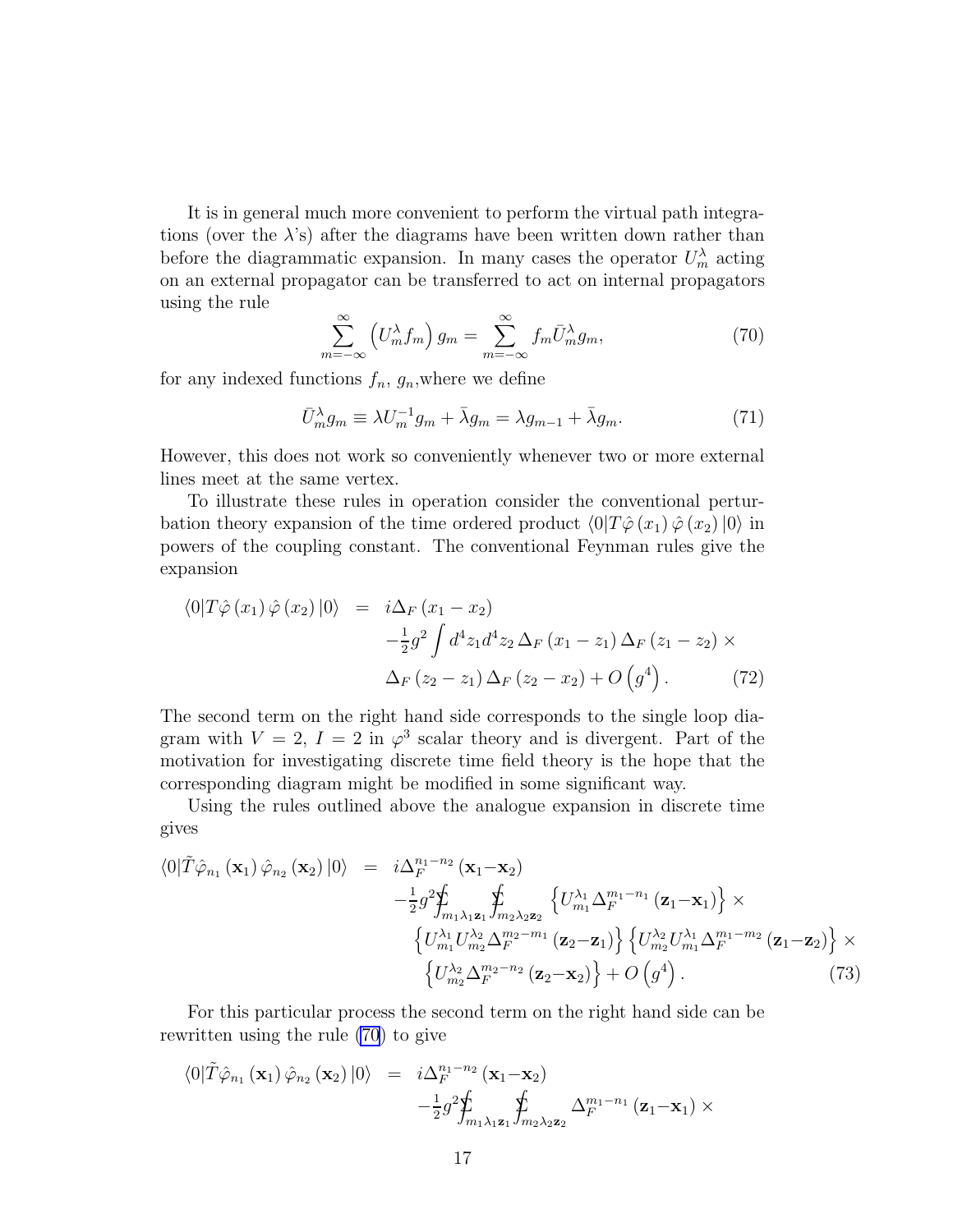It is in general much more convenient to perform the virtual path integrations (over the $\lambda$'s) after the diagrams have been written down rather than before the diagrammatic expansion. In many cases the operator $U_m^\lambda$ acting on an external propagator can be transferred to act on internal propagators using the rule

$$\sum_{m=-\infty}^{\infty}\left(U_m^\lambda f_m\right)g_m=\sum_{m=-\infty}^{\infty}f_m\bar{U}_m^\lambda g_m, \tag{70}$$

for any indexed functions $f_n$, $g_n$, where we define

$$\bar{U}_m^\lambda g_m\equiv\lambda U_m^{-1}g_m+\bar{\lambda}g_m=\lambda g_{m-1}+\bar{\lambda}g_m. \tag{71}$$

However, this does not work so conveniently whenever two or more external lines meet at the same vertex.

To illustrate these rules in operation consider the conventional perturbation theory expansion of the time ordered product $\langle 0|T\hat{\varphi}(x_1)\,\hat{\varphi}(x_2)\,|0\rangle$ in powers of the coupling constant. The conventional Feynman rules give the expansion

$$\begin{aligned}\langle 0|T\hat{\varphi}(x_1)\,\hat{\varphi}(x_2)\,|0\rangle &= i\Delta_F(x_1-x_2)\\ &\quad -\tfrac{1}{2}g^2\int d^4z_1d^4z_2\,\Delta_F(x_1-z_1)\,\Delta_F(z_1-z_2)\,\times\\ &\quad \Delta_F(z_2-z_1)\,\Delta_F(z_2-x_2)+O\left(g^4\right).\end{aligned} \tag{72}$$

The second term on the right hand side corresponds to the single loop diagram with $V=2$, $I=2$ in $\varphi^3$ scalar theory and is divergent. Part of the motivation for investigating discrete time field theory is the hope that the corresponding diagram might be modified in some significant way.

Using the rules outlined above the analogue expansion in discrete time gives

$$\begin{aligned}\langle 0|\tilde{T}\hat{\varphi}_{n_1}(\mathbf{x}_1)\,\hat{\varphi}_{n_2}(\mathbf{x}_2)\,|0\rangle &= i\Delta_F^{n_1-n_2}(\mathbf{x}_1-\mathbf{x}_2)\\ &\quad -\tfrac{1}{2}g^2\sum\!\!\!\!\!\!\int_{m_1\lambda_1\mathbf{z}_1}\sum\!\!\!\!\!\!\int_{m_2\lambda_2\mathbf{z}_2}\left\{U_{m_1}^{\lambda_1}\Delta_F^{m_1-n_1}(\mathbf{z}_1-\mathbf{x}_1)\right\}\times\\ &\quad \left\{U_{m_1}^{\lambda_1}U_{m_2}^{\lambda_2}\Delta_F^{m_2-m_1}(\mathbf{z}_2-\mathbf{z}_1)\right\}\left\{U_{m_2}^{\lambda_2}U_{m_1}^{\lambda_1}\Delta_F^{m_1-m_2}(\mathbf{z}_1-\mathbf{z}_2)\right\}\times\\ &\quad \left\{U_{m_2}^{\lambda_2}\Delta_F^{m_2-n_2}(\mathbf{z}_2-\mathbf{x}_2)\right\}+O\left(g^4\right).\end{aligned} \tag{73}$$

For this particular process the second term on the right hand side can be rewritten using the rule (70) to give

$$\begin{aligned}\langle 0|\tilde{T}\hat{\varphi}_{n_1}(\mathbf{x}_1)\,\hat{\varphi}_{n_2}(\mathbf{x}_2)\,|0\rangle &= i\Delta_F^{n_1-n_2}(\mathbf{x}_1-\mathbf{x}_2)\\ &\quad -\tfrac{1}{2}g^2\sum\!\!\!\!\!\!\int_{m_1\lambda_1\mathbf{z}_1}\sum\!\!\!\!\!\!\int_{m_2\lambda_2\mathbf{z}_2}\Delta_F^{m_1-n_1}(\mathbf{z}_1-\mathbf{x}_1)\,\times\end{aligned}$$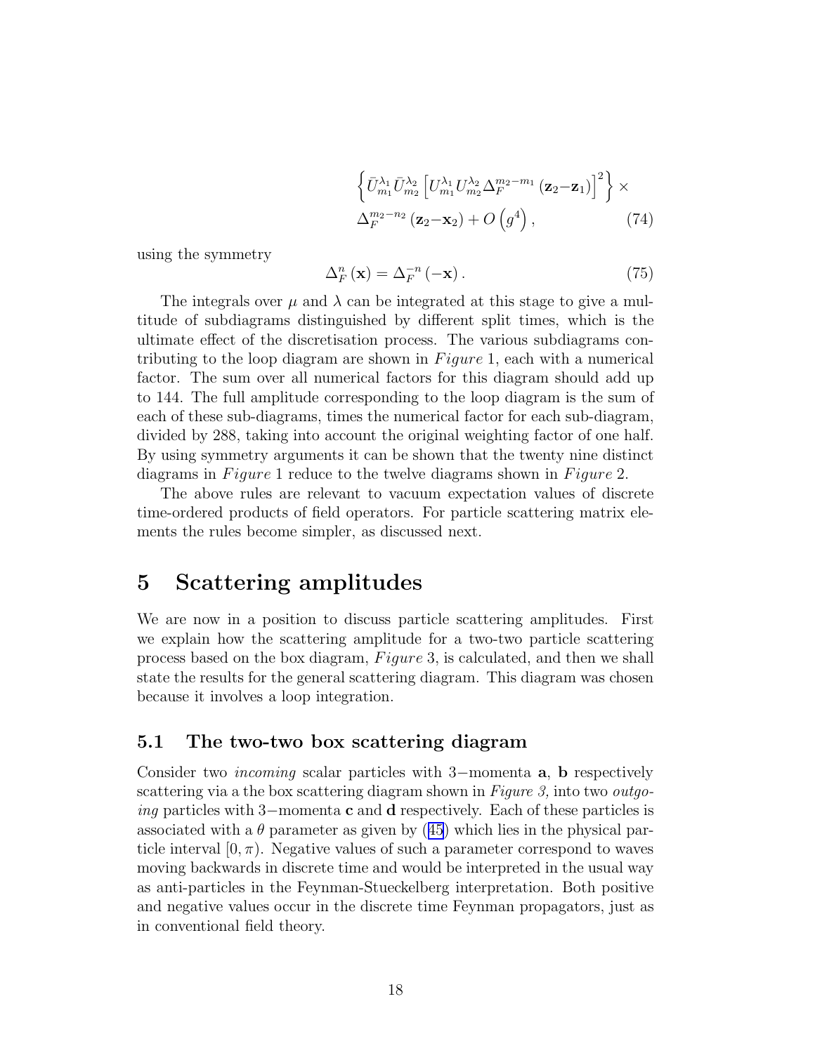$$\left\{\bar{U}^{\lambda_1}_{m_1}\bar{U}^{\lambda_2}_{m_2}\left[U^{\lambda_1}_{m_1}U^{\lambda_2}_{m_2}\Delta_F^{m_2-m_1}\left(\mathbf{z}_2-\mathbf{z}_1\right)\right]^2\right\}\times$$
$$\Delta_F^{m_2-n_2}\left(\mathbf{z}_2-\mathbf{x}_2\right)+O\left(g^4\right), \tag{74}$$

using the symmetry

$$\Delta_F^n\left(\mathbf{x}\right)=\Delta_F^{-n}\left(-\mathbf{x}\right). \tag{75}$$

The integrals over $\mu$ and $\lambda$ can be integrated at this stage to give a multitude of subdiagrams distinguished by different split times, which is the ultimate effect of the discretisation process. The various subdiagrams contributing to the loop diagram are shown in *Figure* 1, each with a numerical factor. The sum over all numerical factors for this diagram should add up to 144. The full amplitude corresponding to the loop diagram is the sum of each of these sub-diagrams, times the numerical factor for each sub-diagram, divided by 288, taking into account the original weighting factor of one half. By using symmetry arguments it can be shown that the twenty nine distinct diagrams in *Figure* 1 reduce to the twelve diagrams shown in *Figure* 2.

The above rules are relevant to vacuum expectation values of discrete time-ordered products of field operators. For particle scattering matrix elements the rules become simpler, as discussed next.

# 5 Scattering amplitudes

We are now in a position to discuss particle scattering amplitudes. First we explain how the scattering amplitude for a two-two particle scattering process based on the box diagram, *Figure* 3, is calculated, and then we shall state the results for the general scattering diagram. This diagram was chosen because it involves a loop integration.

## 5.1 The two-two box scattering diagram

Consider two *incoming* scalar particles with 3−momenta **a**, **b** respectively scattering via a the box scattering diagram shown in *Figure 3,* into two *outgoing* particles with 3−momenta **c** and **d** respectively. Each of these particles is associated with a $\theta$ parameter as given by (45) which lies in the physical particle interval $[0,\pi)$. Negative values of such a parameter correspond to waves moving backwards in discrete time and would be interpreted in the usual way as anti-particles in the Feynman-Stueckelberg interpretation. Both positive and negative values occur in the discrete time Feynman propagators, just as in conventional field theory.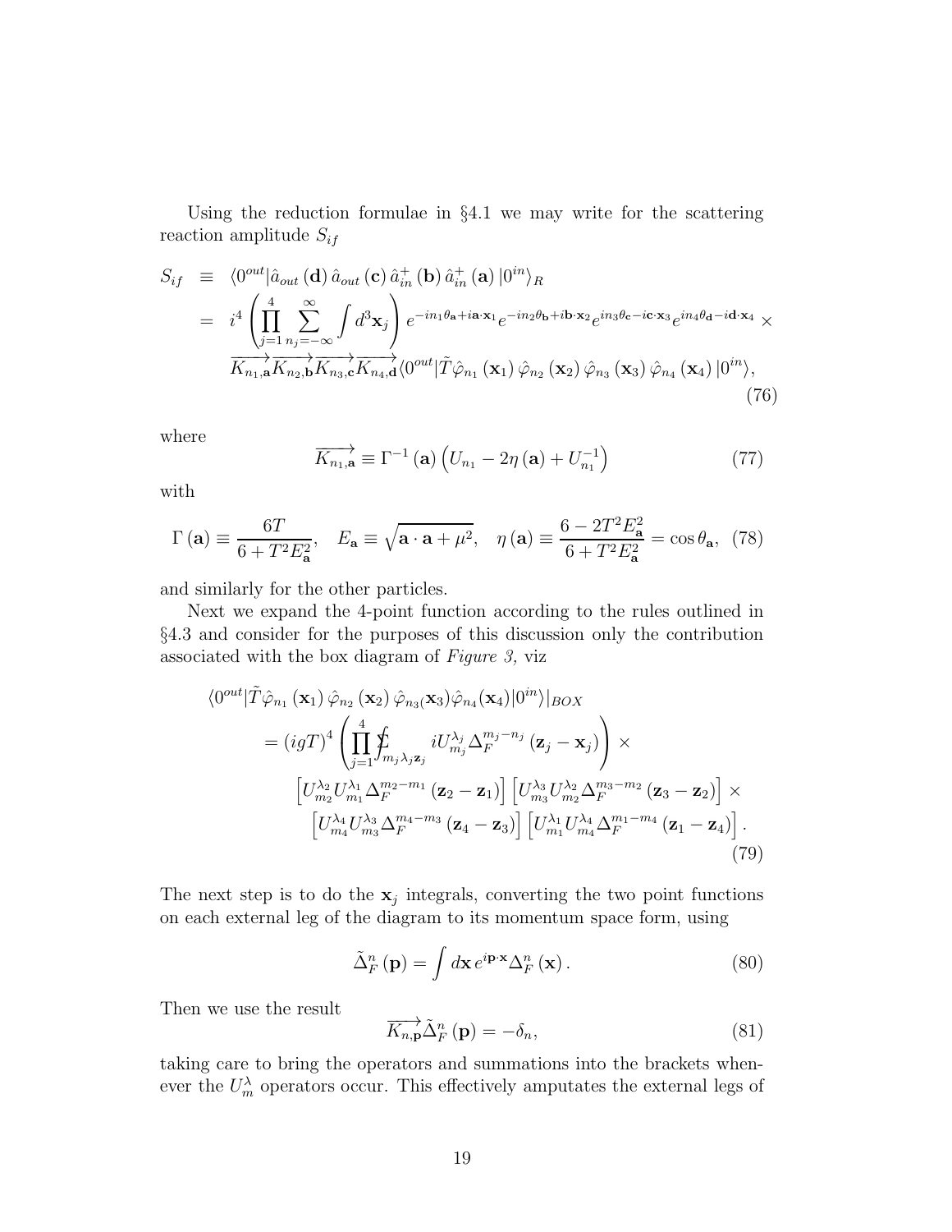Using the reduction formulae in §4.1 we may write for the scattering reaction amplitude $S_{if}$

$$
\begin{aligned}
S_{if} &\equiv \langle 0^{out} | \hat{a}_{out}(\mathbf{d})\, \hat{a}_{out}(\mathbf{c})\, \hat{a}^{+}_{in}(\mathbf{b})\, \hat{a}^{+}_{in}(\mathbf{a})\, |0^{in}\rangle_R \\
&= i^4 \left( \prod_{j=1}^{4} \sum_{n_j=-\infty}^{\infty} \int d^3\mathbf{x}_j \right) e^{-in_1\theta_{\mathbf{a}}+i\mathbf{a}\cdot\mathbf{x}_1} e^{-in_2\theta_{\mathbf{b}}+i\mathbf{b}\cdot\mathbf{x}_2} e^{in_3\theta_{\mathbf{c}}-i\mathbf{c}\cdot\mathbf{x}_3} e^{in_4\theta_{\mathbf{d}}-i\mathbf{d}\cdot\mathbf{x}_4} \times \\
&\quad \overrightarrow{K_{n_1,\mathbf{a}}}\overrightarrow{K_{n_2,\mathbf{b}}}\overrightarrow{K_{n_3,\mathbf{c}}}\overrightarrow{K_{n_4,\mathbf{d}}} \langle 0^{out} | \tilde{T} \hat{\varphi}_{n_1}(\mathbf{x}_1)\, \hat{\varphi}_{n_2}(\mathbf{x}_2)\, \hat{\varphi}_{n_3}(\mathbf{x}_3)\, \hat{\varphi}_{n_4}(\mathbf{x}_4)\, |0^{in}\rangle,
\end{aligned}
\tag{76}
$$

where

$$
\overrightarrow{K_{n_1,\mathbf{a}}} \equiv \Gamma^{-1}(\mathbf{a}) \left( U_{n_1} - 2\eta(\mathbf{a}) + U_{n_1}^{-1} \right) \tag{77}
$$

with

$$
\Gamma(\mathbf{a}) \equiv \frac{6T}{6+T^2E_{\mathbf{a}}^2}, \quad E_{\mathbf{a}} \equiv \sqrt{\mathbf{a}\cdot\mathbf{a}+\mu^2}, \quad \eta(\mathbf{a}) \equiv \frac{6-2T^2E_{\mathbf{a}}^2}{6+T^2E_{\mathbf{a}}^2} = \cos\theta_{\mathbf{a}}, \tag{78}
$$

and similarly for the other particles.

Next we expand the 4-point function according to the rules outlined in §4.3 and consider for the purposes of this discussion only the contribution associated with the box diagram of *Figure 3*, viz

$$
\begin{aligned}
&\langle 0^{out} | \tilde{T} \hat{\varphi}_{n_1}(\mathbf{x}_1)\, \hat{\varphi}_{n_2}(\mathbf{x}_2)\, \hat{\varphi}_{n_3}(\mathbf{x}_3) \hat{\varphi}_{n_4}(\mathbf{x}_4) |0^{in}\rangle|_{BOX} \\
&= (igT)^4 \left( \prod_{j=1}^{4} \sum\!\!\!\!\!\!\int_{m_j\lambda_j\mathbf{z}_j} iU_{m_j}^{\lambda_j} \Delta_F^{m_j-n_j}(\mathbf{z}_j-\mathbf{x}_j) \right) \times \\
&\quad \left[ U_{m_2}^{\lambda_2} U_{m_1}^{\lambda_1} \Delta_F^{m_2-m_1}(\mathbf{z}_2-\mathbf{z}_1) \right] \left[ U_{m_3}^{\lambda_3} U_{m_2}^{\lambda_2} \Delta_F^{m_3-m_2}(\mathbf{z}_3-\mathbf{z}_2) \right] \times \\
&\quad \left[ U_{m_4}^{\lambda_4} U_{m_3}^{\lambda_3} \Delta_F^{m_4-m_3}(\mathbf{z}_4-\mathbf{z}_3) \right] \left[ U_{m_1}^{\lambda_1} U_{m_4}^{\lambda_4} \Delta_F^{m_1-m_4}(\mathbf{z}_1-\mathbf{z}_4) \right].
\end{aligned}
\tag{79}
$$

The next step is to do the $\mathbf{x}_j$ integrals, converting the two point functions on each external leg of the diagram to its momentum space form, using

$$
\tilde{\Delta}_F^n(\mathbf{p}) = \int d\mathbf{x}\, e^{i\mathbf{p}\cdot\mathbf{x}} \Delta_F^n(\mathbf{x}). \tag{80}
$$

Then we use the result

$$
\overrightarrow{K_{n,\mathbf{p}}} \tilde{\Delta}_F^n(\mathbf{p}) = -\delta_n, \tag{81}
$$

taking care to bring the operators and summations into the brackets whenever the $U_m^{\lambda}$ operators occur. This effectively amputates the external legs of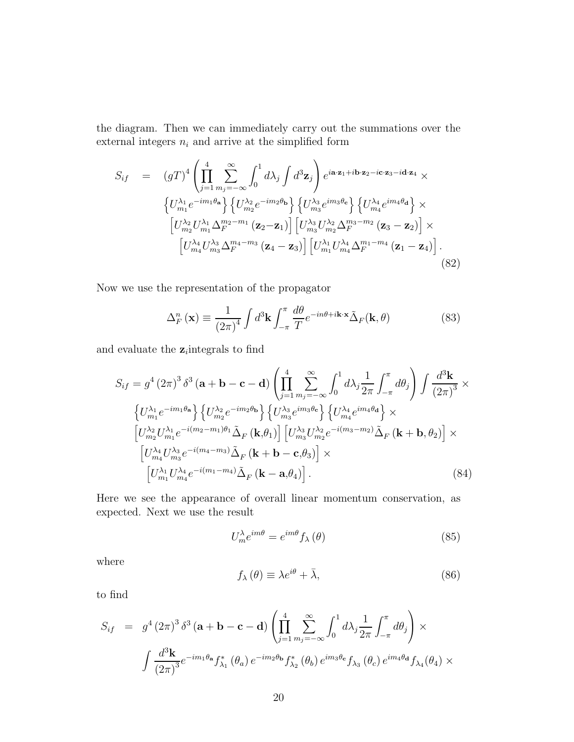the diagram. Then we can immediately carry out the summations over the external integers $n_i$ and arrive at the simplified form

$$
\begin{aligned}
S_{if} \quad = \quad & (gT)^4 \left( \prod_{j=1}^{4} \sum_{m_j=-\infty}^{\infty} \int_0^1 d\lambda_j \int d^3\mathbf{z}_j \right) e^{i\mathbf{a}\cdot\mathbf{z}_1 + i\mathbf{b}\cdot\mathbf{z}_2 - i\mathbf{c}\cdot\mathbf{z}_3 - i\mathbf{d}\cdot\mathbf{z}_4} \times \\
& \left\{ U_{m_1}^{\lambda_1} e^{-im_1\theta_{\mathbf{a}}} \right\} \left\{ U_{m_2}^{\lambda_2} e^{-im_2\theta_{\mathbf{b}}} \right\} \left\{ U_{m_3}^{\lambda_3} e^{im_3\theta_{\mathbf{c}}} \right\} \left\{ U_{m_4}^{\lambda_4} e^{im_4\theta_{\mathbf{d}}} \right\} \times \\
& \left[ U_{m_2}^{\lambda_2} U_{m_1}^{\lambda_1} \Delta_F^{m_2-m_1} (\mathbf{z}_2 - \mathbf{z}_1) \right] \left[ U_{m_3}^{\lambda_3} U_{m_2}^{\lambda_2} \Delta_F^{m_3-m_2} (\mathbf{z}_3 - \mathbf{z}_2) \right] \times \\
& \left[ U_{m_4}^{\lambda_4} U_{m_3}^{\lambda_3} \Delta_F^{m_4-m_3} (\mathbf{z}_4 - \mathbf{z}_3) \right] \left[ U_{m_1}^{\lambda_1} U_{m_4}^{\lambda_4} \Delta_F^{m_1-m_4} (\mathbf{z}_1 - \mathbf{z}_4) \right].
\end{aligned}
\tag{82}
$$

Now we use the representation of the propagator

$$
\Delta_F^n (\mathbf{x}) \equiv \frac{1}{(2\pi)^4} \int d^3\mathbf{k} \int_{-\pi}^{\pi} \frac{d\theta}{T} e^{-in\theta + i\mathbf{k}\cdot\mathbf{x}} \tilde{\Delta}_F(\mathbf{k}, \theta) \tag{83}
$$

and evaluate the $\mathbf{z}_i$integrals to find

$$
\begin{aligned}
S_{if} = \; & g^4 (2\pi)^3 \delta^3 (\mathbf{a} + \mathbf{b} - \mathbf{c} - \mathbf{d}) \left( \prod_{j=1}^{4} \sum_{m_j=-\infty}^{\infty} \int_0^1 d\lambda_j \frac{1}{2\pi} \int_{-\pi}^{\pi} d\theta_j \right) \int \frac{d^3\mathbf{k}}{(2\pi)^3} \times \\
& \left\{ U_{m_1}^{\lambda_1} e^{-im_1\theta_{\mathbf{a}}} \right\} \left\{ U_{m_2}^{\lambda_2} e^{-im_2\theta_{\mathbf{b}}} \right\} \left\{ U_{m_3}^{\lambda_3} e^{im_3\theta_{\mathbf{c}}} \right\} \left\{ U_{m_4}^{\lambda_4} e^{im_4\theta_{\mathbf{d}}} \right\} \times \\
& \left[ U_{m_2}^{\lambda_2} U_{m_1}^{\lambda_1} e^{-i(m_2-m_1)\theta_1} \tilde{\Delta}_F (\mathbf{k}, \theta_1) \right] \left[ U_{m_3}^{\lambda_3} U_{m_2}^{\lambda_2} e^{-i(m_3-m_2)} \tilde{\Delta}_F (\mathbf{k} + \mathbf{b}, \theta_2) \right] \times \\
& \left[ U_{m_4}^{\lambda_4} U_{m_3}^{\lambda_3} e^{-i(m_4-m_3)} \tilde{\Delta}_F (\mathbf{k} + \mathbf{b} - \mathbf{c}, \theta_3) \right] \times \\
& \left[ U_{m_1}^{\lambda_1} U_{m_4}^{\lambda_4} e^{-i(m_1-m_4)} \tilde{\Delta}_F (\mathbf{k} - \mathbf{a}, \theta_4) \right].
\end{aligned}
\tag{84}
$$

Here we see the appearance of overall linear momentum conservation, as expected. Next we use the result

$$
U_m^{\lambda} e^{im\theta} = e^{im\theta} f_{\lambda} (\theta) \tag{85}
$$

where

$$
f_{\lambda} (\theta) \equiv \lambda e^{i\theta} + \bar{\lambda}, \tag{86}
$$

to find

$$
\begin{aligned}
S_{if} \quad = \quad & g^4 (2\pi)^3 \delta^3 (\mathbf{a} + \mathbf{b} - \mathbf{c} - \mathbf{d}) \left( \prod_{j=1}^{4} \sum_{m_j=-\infty}^{\infty} \int_0^1 d\lambda_j \frac{1}{2\pi} \int_{-\pi}^{\pi} d\theta_j \right) \times \\
& \int \frac{d^3\mathbf{k}}{(2\pi)^3} e^{-im_1\theta_{\mathbf{a}}} f_{\lambda_1}^* (\theta_a) \, e^{-im_2\theta_{\mathbf{b}}} f_{\lambda_2}^* (\theta_b) \, e^{im_3\theta_{\mathbf{c}}} f_{\lambda_3} (\theta_c) \, e^{im_4\theta_{\mathbf{d}}} f_{\lambda_4}(\theta_4) \times
\end{aligned}
$$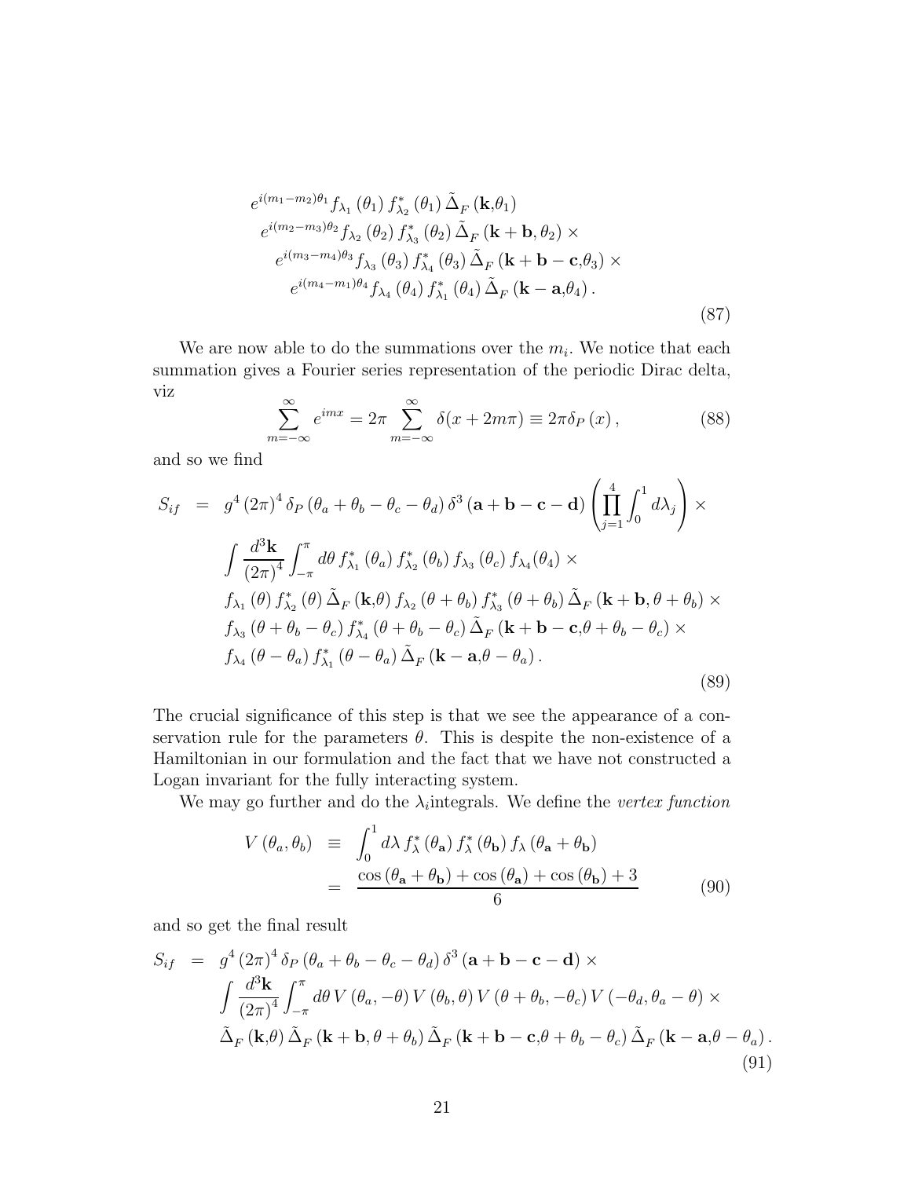$$
\begin{aligned}
&e^{i(m_1-m_2)\theta_1} f_{\lambda_1}(\theta_1)\, f^*_{\lambda_2}(\theta_1)\, \tilde{\Delta}_F(\mathbf{k},\theta_1) \\
&\quad e^{i(m_2-m_3)\theta_2} f_{\lambda_2}(\theta_2)\, f^*_{\lambda_3}(\theta_2)\, \tilde{\Delta}_F(\mathbf{k}+\mathbf{b},\theta_2) \times \\
&\quad\quad e^{i(m_3-m_4)\theta_3} f_{\lambda_3}(\theta_3)\, f^*_{\lambda_4}(\theta_3)\, \tilde{\Delta}_F(\mathbf{k}+\mathbf{b}-\mathbf{c},\theta_3) \times \\
&\quad\quad\quad e^{i(m_4-m_1)\theta_4} f_{\lambda_4}(\theta_4)\, f^*_{\lambda_1}(\theta_4)\, \tilde{\Delta}_F(\mathbf{k}-\mathbf{a},\theta_4)\,.
\end{aligned}
\tag{87}
$$

We are now able to do the summations over the $m_i$. We notice that each summation gives a Fourier series representation of the periodic Dirac delta, viz

$$
\sum_{m=-\infty}^{\infty} e^{imx} = 2\pi \sum_{m=-\infty}^{\infty} \delta(x+2m\pi) \equiv 2\pi\delta_P(x)\,, \tag{88}
$$

and so we find

$$
\begin{aligned}
S_{if} \;=\;& g^4 (2\pi)^4\, \delta_P(\theta_a+\theta_b-\theta_c-\theta_d)\, \delta^3(\mathbf{a}+\mathbf{b}-\mathbf{c}-\mathbf{d}) \left(\prod_{j=1}^{4}\int_0^1 d\lambda_j\right) \times \\
& \int \frac{d^3\mathbf{k}}{(2\pi)^4} \int_{-\pi}^{\pi} d\theta\, f^*_{\lambda_1}(\theta_a)\, f^*_{\lambda_2}(\theta_b)\, f_{\lambda_3}(\theta_c)\, f_{\lambda_4}(\theta_4) \times \\
& f_{\lambda_1}(\theta)\, f^*_{\lambda_2}(\theta)\, \tilde{\Delta}_F(\mathbf{k},\theta)\, f_{\lambda_2}(\theta+\theta_b)\, f^*_{\lambda_3}(\theta+\theta_b)\, \tilde{\Delta}_F(\mathbf{k}+\mathbf{b},\theta+\theta_b) \times \\
& f_{\lambda_3}(\theta+\theta_b-\theta_c)\, f^*_{\lambda_4}(\theta+\theta_b-\theta_c)\, \tilde{\Delta}_F(\mathbf{k}+\mathbf{b}-\mathbf{c},\theta+\theta_b-\theta_c) \times \\
& f_{\lambda_4}(\theta-\theta_a)\, f^*_{\lambda_1}(\theta-\theta_a)\, \tilde{\Delta}_F(\mathbf{k}-\mathbf{a},\theta-\theta_a)\,.
\end{aligned}
\tag{89}
$$

The crucial significance of this step is that we see the appearance of a conservation rule for the parameters $\theta$. This is despite the non-existence of a Hamiltonian in our formulation and the fact that we have not constructed a Logan invariant for the fully interacting system.

We may go further and do the $\lambda_i$integrals. We define the *vertex function*

$$
\begin{aligned}
V(\theta_a,\theta_b) \;&\equiv\; \int_0^1 d\lambda\, f^*_\lambda(\theta_{\mathbf{a}})\, f^*_\lambda(\theta_{\mathbf{b}})\, f_\lambda(\theta_{\mathbf{a}}+\theta_{\mathbf{b}}) \\
&=\; \frac{\cos(\theta_{\mathbf{a}}+\theta_{\mathbf{b}})+\cos(\theta_{\mathbf{a}})+\cos(\theta_{\mathbf{b}})+3}{6}
\end{aligned}
\tag{90}
$$

and so get the final result

$$
\begin{aligned}
S_{if} \;=\;& g^4 (2\pi)^4\, \delta_P(\theta_a+\theta_b-\theta_c-\theta_d)\, \delta^3(\mathbf{a}+\mathbf{b}-\mathbf{c}-\mathbf{d}) \times \\
& \int \frac{d^3\mathbf{k}}{(2\pi)^4} \int_{-\pi}^{\pi} d\theta\, V(\theta_a,-\theta)\, V(\theta_b,\theta)\, V(\theta+\theta_b,-\theta_c)\, V(-\theta_d,\theta_a-\theta) \times \\
& \tilde{\Delta}_F(\mathbf{k},\theta)\, \tilde{\Delta}_F(\mathbf{k}+\mathbf{b},\theta+\theta_b)\, \tilde{\Delta}_F(\mathbf{k}+\mathbf{b}-\mathbf{c},\theta+\theta_b-\theta_c)\, \tilde{\Delta}_F(\mathbf{k}-\mathbf{a},\theta-\theta_a)\,.
\end{aligned}
\tag{91}
$$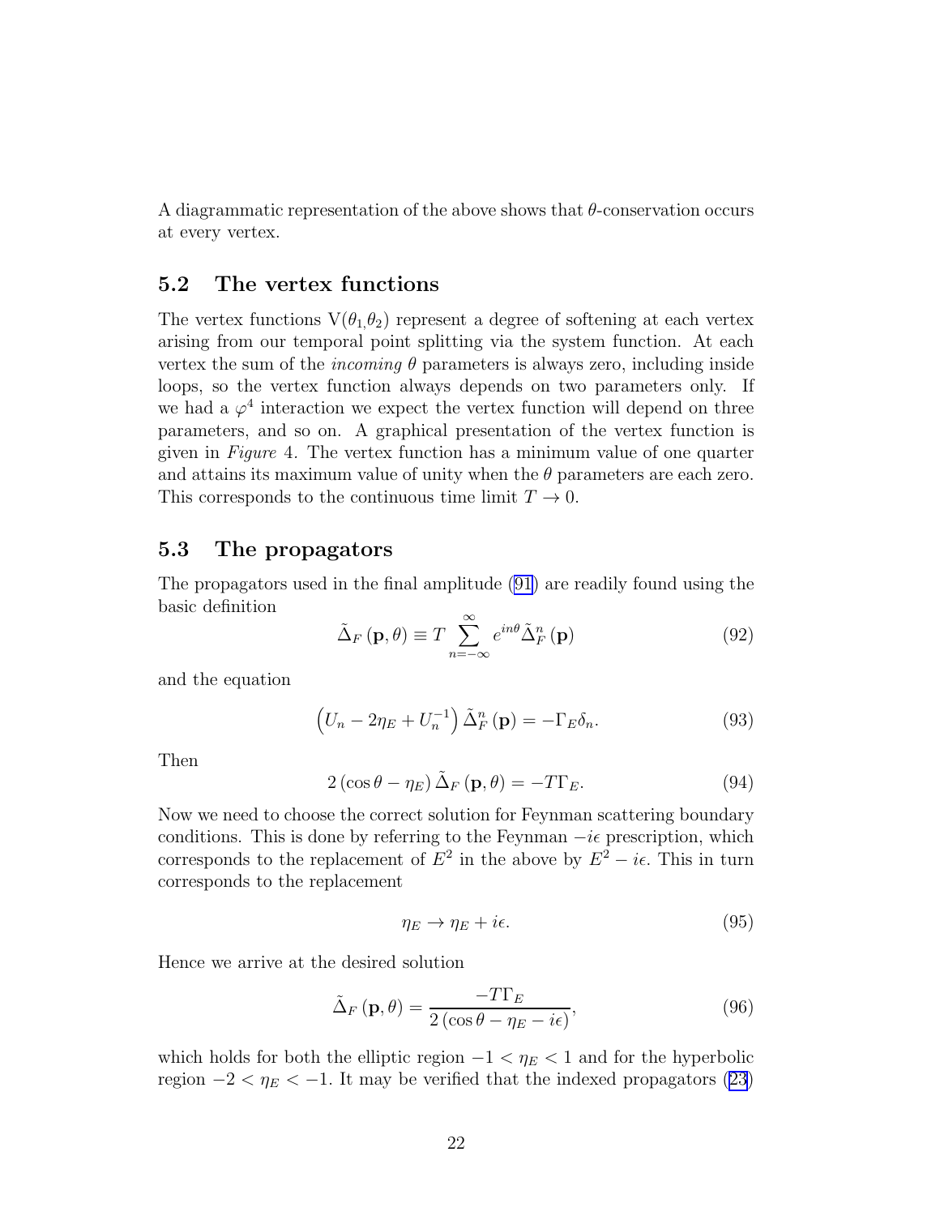A diagrammatic representation of the above shows that $\theta$-conservation occurs at every vertex.

## 5.2 The vertex functions

The vertex functions $\mathrm{V}(\theta_1,\theta_2)$ represent a degree of softening at each vertex arising from our temporal point splitting via the system function. At each vertex the sum of the *incoming* $\theta$ parameters is always zero, including inside loops, so the vertex function always depends on two parameters only. If we had a $\varphi^4$ interaction we expect the vertex function will depend on three parameters, and so on. A graphical presentation of the vertex function is given in *Figure* 4. The vertex function has a minimum value of one quarter and attains its maximum value of unity when the $\theta$ parameters are each zero. This corresponds to the continuous time limit $T \to 0$.

## 5.3 The propagators

The propagators used in the final amplitude (91) are readily found using the basic definition

$$\tilde{\Delta}_F(\mathbf{p},\theta) \equiv T \sum_{n=-\infty}^{\infty} e^{in\theta} \tilde{\Delta}_F^n(\mathbf{p}) \tag{92}$$

and the equation

$$\left(U_n - 2\eta_E + U_n^{-1}\right) \tilde{\Delta}_F^n(\mathbf{p}) = -\Gamma_E \delta_n. \tag{93}$$

Then

$$2\left(\cos\theta - \eta_E\right) \tilde{\Delta}_F(\mathbf{p},\theta) = -T\Gamma_E. \tag{94}$$

Now we need to choose the correct solution for Feynman scattering boundary conditions. This is done by referring to the Feynman $-i\epsilon$ prescription, which corresponds to the replacement of $E^2$ in the above by $E^2 - i\epsilon$. This in turn corresponds to the replacement

$$\eta_E \to \eta_E + i\epsilon. \tag{95}$$

Hence we arrive at the desired solution

$$\tilde{\Delta}_F(\mathbf{p},\theta) = \frac{-T\Gamma_E}{2\left(\cos\theta - \eta_E - i\epsilon\right)}, \tag{96}$$

which holds for both the elliptic region $-1 < \eta_E < 1$ and for the hyperbolic region $-2 < \eta_E < -1$. It may be verified that the indexed propagators (23)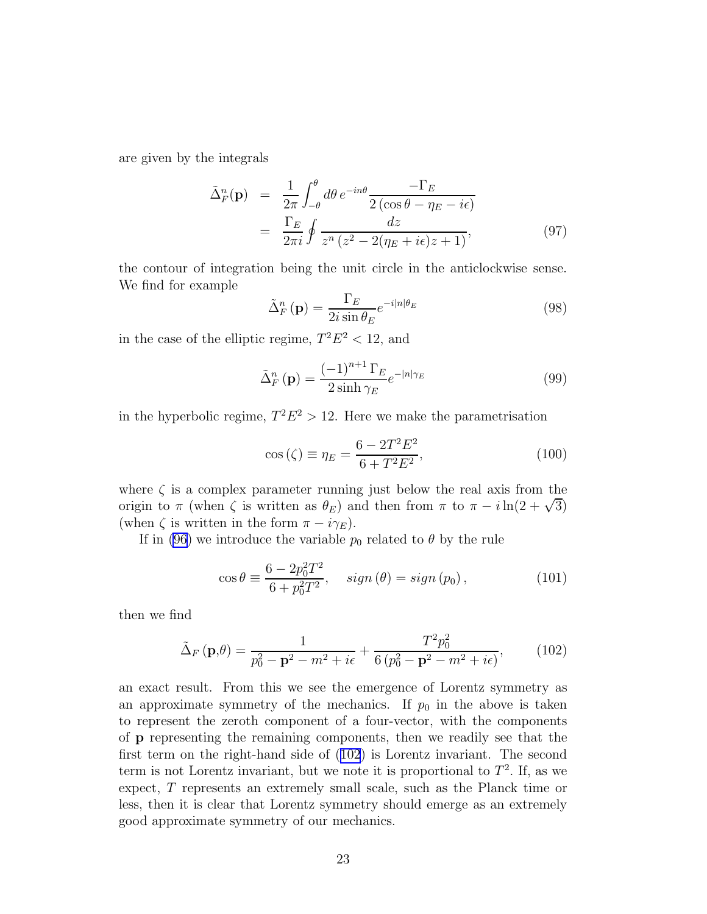are given by the integrals

$$
\begin{aligned}
\tilde{\Delta}_F^n(\mathbf{p}) &= \frac{1}{2\pi}\int_{-\theta}^{\theta} d\theta\, e^{-in\theta} \frac{-\Gamma_E}{2\left(\cos\theta - \eta_E - i\epsilon\right)} \\
&= \frac{\Gamma_E}{2\pi i}\oint \frac{dz}{z^n\left(z^2 - 2(\eta_E + i\epsilon)z + 1\right)}, \qquad (97)
\end{aligned}
$$

the contour of integration being the unit circle in the anticlockwise sense. We find for example

$$
\tilde{\Delta}_F^n(\mathbf{p}) = \frac{\Gamma_E}{2i\sin\theta_E} e^{-i|n|\theta_E} \qquad (98)
$$

in the case of the elliptic regime, $T^2E^2 < 12$, and

$$
\tilde{\Delta}_F^n(\mathbf{p}) = \frac{(-1)^{n+1}\,\Gamma_E}{2\sinh\gamma_E} e^{-|n|\gamma_E} \qquad (99)
$$

in the hyperbolic regime, $T^2E^2 > 12$. Here we make the parametrisation

$$
\cos(\zeta) \equiv \eta_E = \frac{6 - 2T^2E^2}{6 + T^2E^2}, \qquad (100)
$$

where $\zeta$ is a complex parameter running just below the real axis from the origin to $\pi$ (when $\zeta$ is written as $\theta_E$) and then from $\pi$ to $\pi - i\ln(2+\sqrt{3})$ (when $\zeta$ is written in the form $\pi - i\gamma_E$).

If in (96) we introduce the variable $p_0$ related to $\theta$ by the rule

$$
\cos\theta \equiv \frac{6 - 2p_0^2T^2}{6 + p_0^2T^2}, \quad sign(\theta) = sign(p_0), \qquad (101)
$$

then we find

$$
\tilde{\Delta}_F(\mathbf{p},\theta) = \frac{1}{p_0^2 - \mathbf{p}^2 - m^2 + i\epsilon} + \frac{T^2p_0^2}{6\left(p_0^2 - \mathbf{p}^2 - m^2 + i\epsilon\right)}, \qquad (102)
$$

an exact result. From this we see the emergence of Lorentz symmetry as an approximate symmetry of the mechanics. If $p_0$ in the above is taken to represent the zeroth component of a four-vector, with the components of $\mathbf{p}$ representing the remaining components, then we readily see that the first term on the right-hand side of (102) is Lorentz invariant. The second term is not Lorentz invariant, but we note it is proportional to $T^2$. If, as we expect, $T$ represents an extremely small scale, such as the Planck time or less, then it is clear that Lorentz symmetry should emerge as an extremely good approximate symmetry of our mechanics.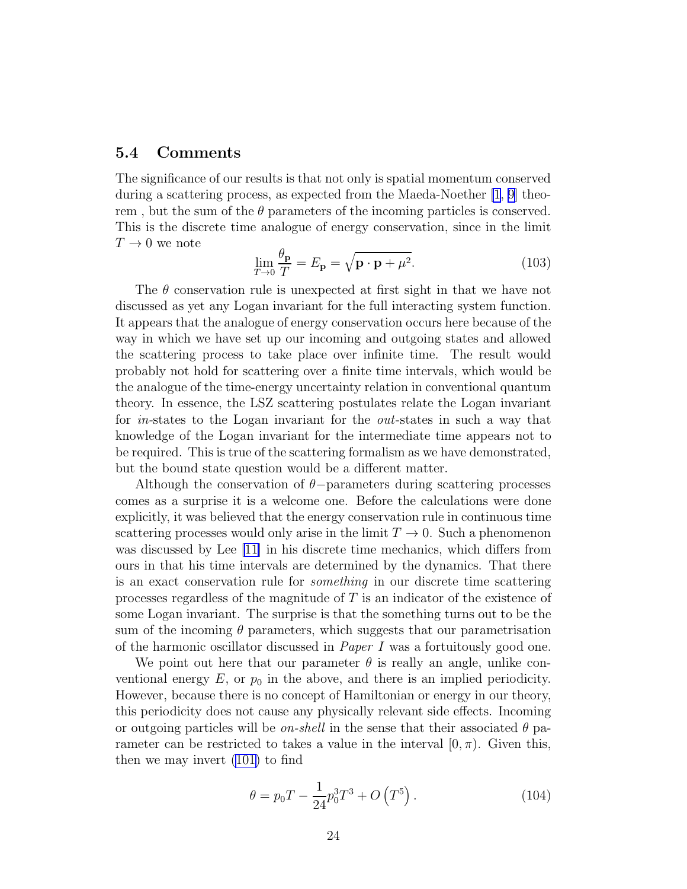### 5.4 Comments

The significance of our results is that not only is spatial momentum conserved during a scattering process, as expected from the Maeda-Noether [1, 9] theorem , but the sum of the $\theta$ parameters of the incoming particles is conserved. This is the discrete time analogue of energy conservation, since in the limit $T \to 0$ we note

$$\lim_{T \to 0} \frac{\theta_{\mathbf{p}}}{T} = E_{\mathbf{p}} = \sqrt{\mathbf{p} \cdot \mathbf{p} + \mu^2}. \tag{103}$$

The $\theta$ conservation rule is unexpected at first sight in that we have not discussed as yet any Logan invariant for the full interacting system function. It appears that the analogue of energy conservation occurs here because of the way in which we have set up our incoming and outgoing states and allowed the scattering process to take place over infinite time. The result would probably not hold for scattering over a finite time intervals, which would be the analogue of the time-energy uncertainty relation in conventional quantum theory. In essence, the LSZ scattering postulates relate the Logan invariant for *in*-states to the Logan invariant for the *out*-states in such a way that knowledge of the Logan invariant for the intermediate time appears not to be required. This is true of the scattering formalism as we have demonstrated, but the bound state question would be a different matter.

Although the conservation of $\theta-$parameters during scattering processes comes as a surprise it is a welcome one. Before the calculations were done explicitly, it was believed that the energy conservation rule in continuous time scattering processes would only arise in the limit $T \to 0$. Such a phenomenon was discussed by Lee [11] in his discrete time mechanics, which differs from ours in that his time intervals are determined by the dynamics. That there is an exact conservation rule for *something* in our discrete time scattering processes regardless of the magnitude of $T$ is an indicator of the existence of some Logan invariant. The surprise is that the something turns out to be the sum of the incoming $\theta$ parameters, which suggests that our parametrisation of the harmonic oscillator discussed in *Paper I* was a fortuitously good one.

We point out here that our parameter $\theta$ is really an angle, unlike conventional energy $E$, or $p_0$ in the above, and there is an implied periodicity. However, because there is no concept of Hamiltonian or energy in our theory, this periodicity does not cause any physically relevant side effects. Incoming or outgoing particles will be *on-shell* in the sense that their associated $\theta$ parameter can be restricted to takes a value in the interval $[0, \pi)$. Given this, then we may invert (101) to find

$$\theta = p_0 T - \frac{1}{24} p_0^3 T^3 + O\left(T^5\right). \tag{104}$$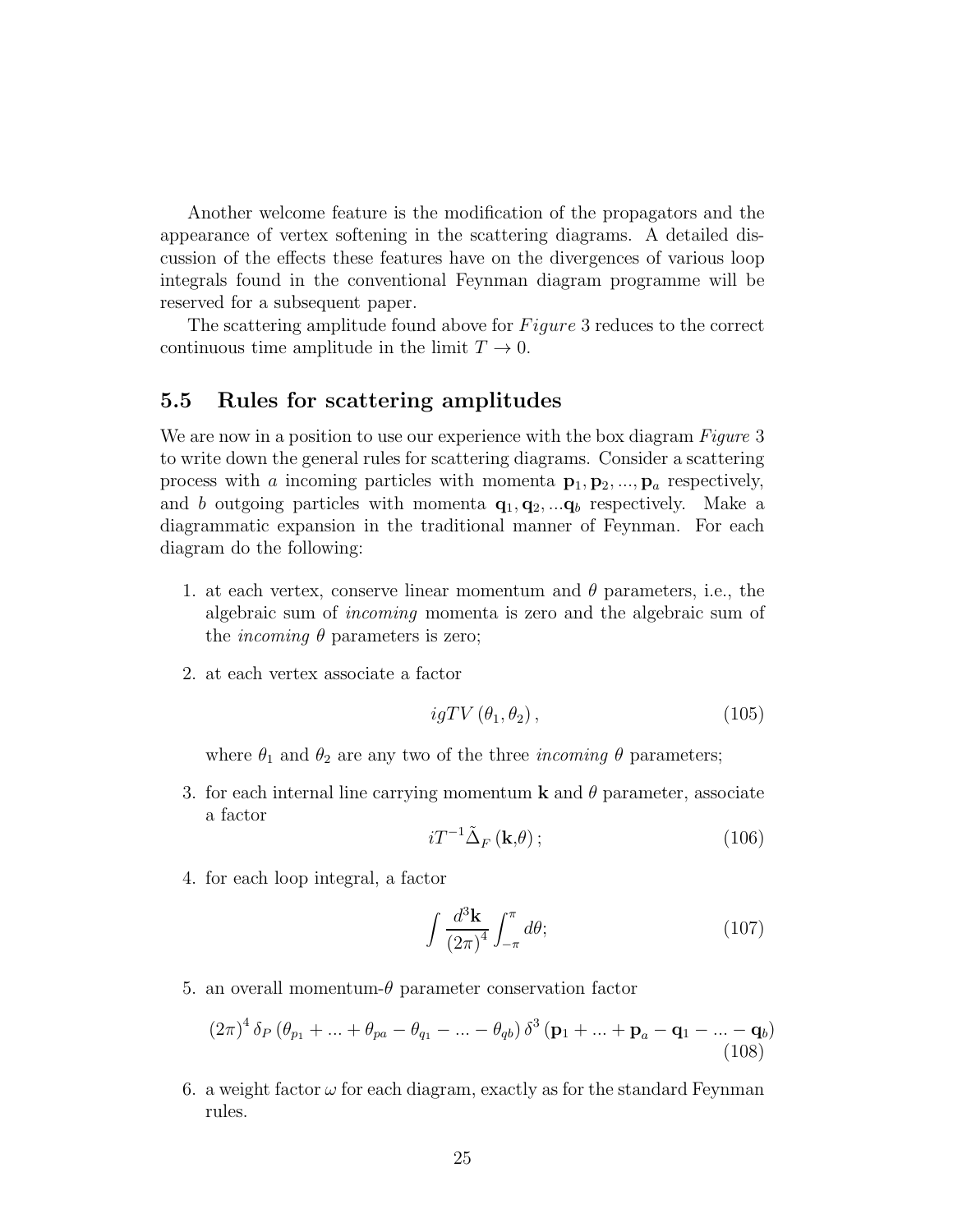Another welcome feature is the modification of the propagators and the appearance of vertex softening in the scattering diagrams. A detailed discussion of the effects these features have on the divergences of various loop integrals found in the conventional Feynman diagram programme will be reserved for a subsequent paper.

The scattering amplitude found above for $Figure$ 3 reduces to the correct continuous time amplitude in the limit $T \to 0$.

### 5.5 Rules for scattering amplitudes

We are now in a position to use our experience with the box diagram $Figure$ 3 to write down the general rules for scattering diagrams. Consider a scattering process with $a$ incoming particles with momenta $\mathbf{p}_1, \mathbf{p}_2, ..., \mathbf{p}_a$ respectively, and $b$ outgoing particles with momenta $\mathbf{q}_1, \mathbf{q}_2, ...\mathbf{q}_b$ respectively. Make a diagrammatic expansion in the traditional manner of Feynman. For each diagram do the following:

1. at each vertex, conserve linear momentum and $\theta$ parameters, i.e., the algebraic sum of *incoming* momenta is zero and the algebraic sum of the *incoming* $\theta$ parameters is zero;

2. at each vertex associate a factor
$$igTV\left(\theta_1, \theta_2\right), \tag{105}$$
where $\theta_1$ and $\theta_2$ are any two of the three *incoming* $\theta$ parameters;

3. for each internal line carrying momentum $\mathbf{k}$ and $\theta$ parameter, associate a factor
$$iT^{-1}\tilde{\Delta}_F\left(\mathbf{k},\theta\right); \tag{106}$$

4. for each loop integral, a factor
$$\int \frac{d^3\mathbf{k}}{\left(2\pi\right)^4}\int_{-\pi}^{\pi} d\theta; \tag{107}$$

5. an overall momentum-$\theta$ parameter conservation factor
$$\left(2\pi\right)^4 \delta_P\left(\theta_{p_1} + ... + \theta_{pa} - \theta_{q_1} - ... - \theta_{qb}\right)\delta^3\left(\mathbf{p}_1 + ... + \mathbf{p}_a - \mathbf{q}_1 - ... - \mathbf{q}_b\right) \tag{108}$$

6. a weight factor $\omega$ for each diagram, exactly as for the standard Feynman rules.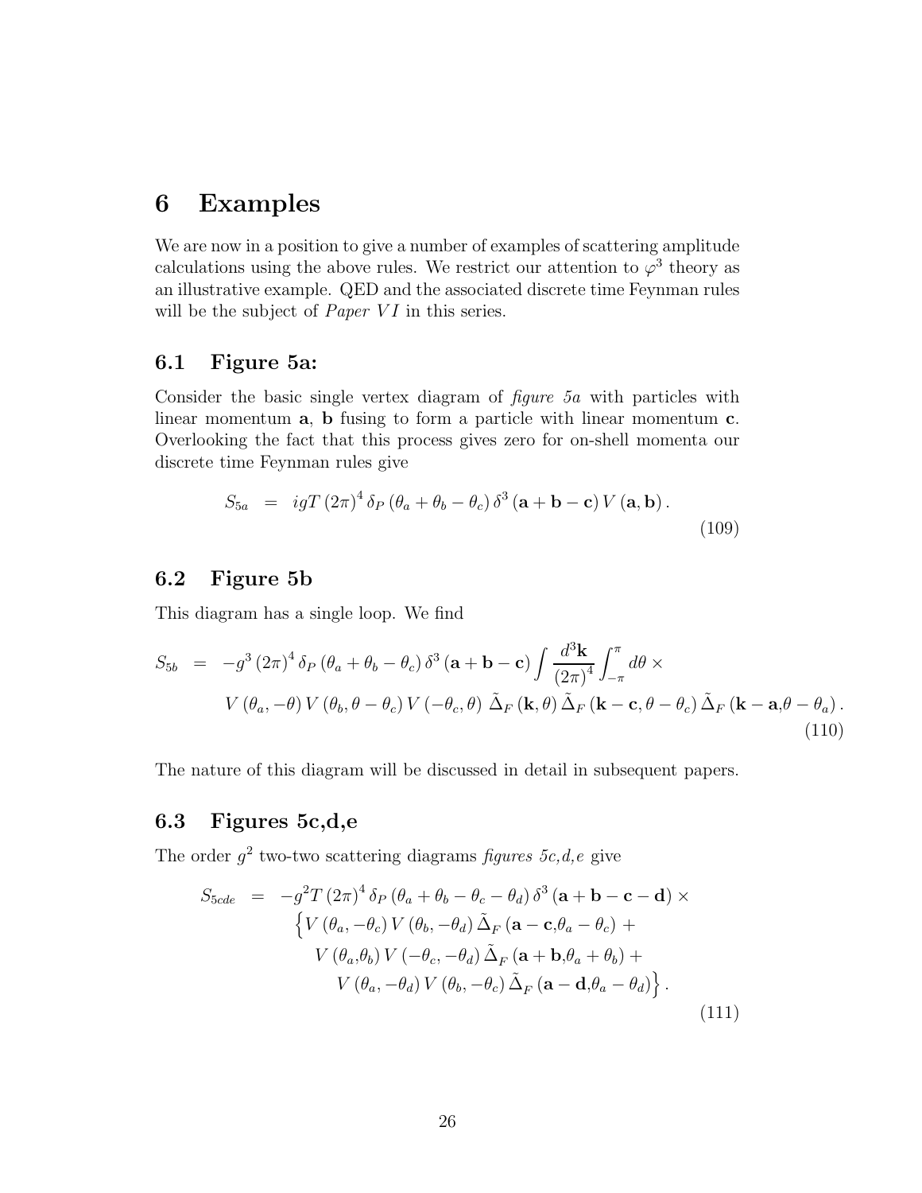# 6 Examples

We are now in a position to give a number of examples of scattering amplitude calculations using the above rules. We restrict our attention to $\varphi^3$ theory as an illustrative example. QED and the associated discrete time Feynman rules will be the subject of *Paper VI* in this series.

## 6.1 Figure 5a:

Consider the basic single vertex diagram of *figure 5a* with particles with linear momentum $\mathbf{a}$, $\mathbf{b}$ fusing to form a particle with linear momentum $\mathbf{c}$. Overlooking the fact that this process gives zero for on-shell momenta our discrete time Feynman rules give

$$S_{5a} = igT(2\pi)^4 \delta_P(\theta_a + \theta_b - \theta_c)\, \delta^3(\mathbf{a} + \mathbf{b} - \mathbf{c})\, V(\mathbf{a}, \mathbf{b}). \tag{109}$$

## 6.2 Figure 5b

This diagram has a single loop. We find

$$\begin{aligned} S_{5b} = & -g^3 (2\pi)^4 \delta_P(\theta_a + \theta_b - \theta_c)\, \delta^3(\mathbf{a} + \mathbf{b} - \mathbf{c}) \int \frac{d^3\mathbf{k}}{(2\pi)^4} \int_{-\pi}^{\pi} d\theta \times \\ & V(\theta_a, -\theta)\, V(\theta_b, \theta - \theta_c)\, V(-\theta_c, \theta)\, \tilde{\Delta}_F(\mathbf{k}, \theta)\, \tilde{\Delta}_F(\mathbf{k} - \mathbf{c}, \theta - \theta_c)\, \tilde{\Delta}_F(\mathbf{k} - \mathbf{a}, \theta - \theta_a). \end{aligned} \tag{110}$$

The nature of this diagram will be discussed in detail in subsequent papers.

## 6.3 Figures 5c,d,e

The order $g^2$ two-two scattering diagrams *figures 5c,d,e* give

$$\begin{aligned} S_{5cde} = & -g^2 T (2\pi)^4 \delta_P(\theta_a + \theta_b - \theta_c - \theta_d)\, \delta^3(\mathbf{a} + \mathbf{b} - \mathbf{c} - \mathbf{d}) \times \\ & \Big\{ V(\theta_a, -\theta_c)\, V(\theta_b, -\theta_d)\, \tilde{\Delta}_F(\mathbf{a} - \mathbf{c}, \theta_a - \theta_c) + \\ & V(\theta_a, \theta_b)\, V(-\theta_c, -\theta_d)\, \tilde{\Delta}_F(\mathbf{a} + \mathbf{b}, \theta_a + \theta_b) + \\ & V(\theta_a, -\theta_d)\, V(\theta_b, -\theta_c)\, \tilde{\Delta}_F(\mathbf{a} - \mathbf{d}, \theta_a - \theta_d) \Big\}. \end{aligned} \tag{111}$$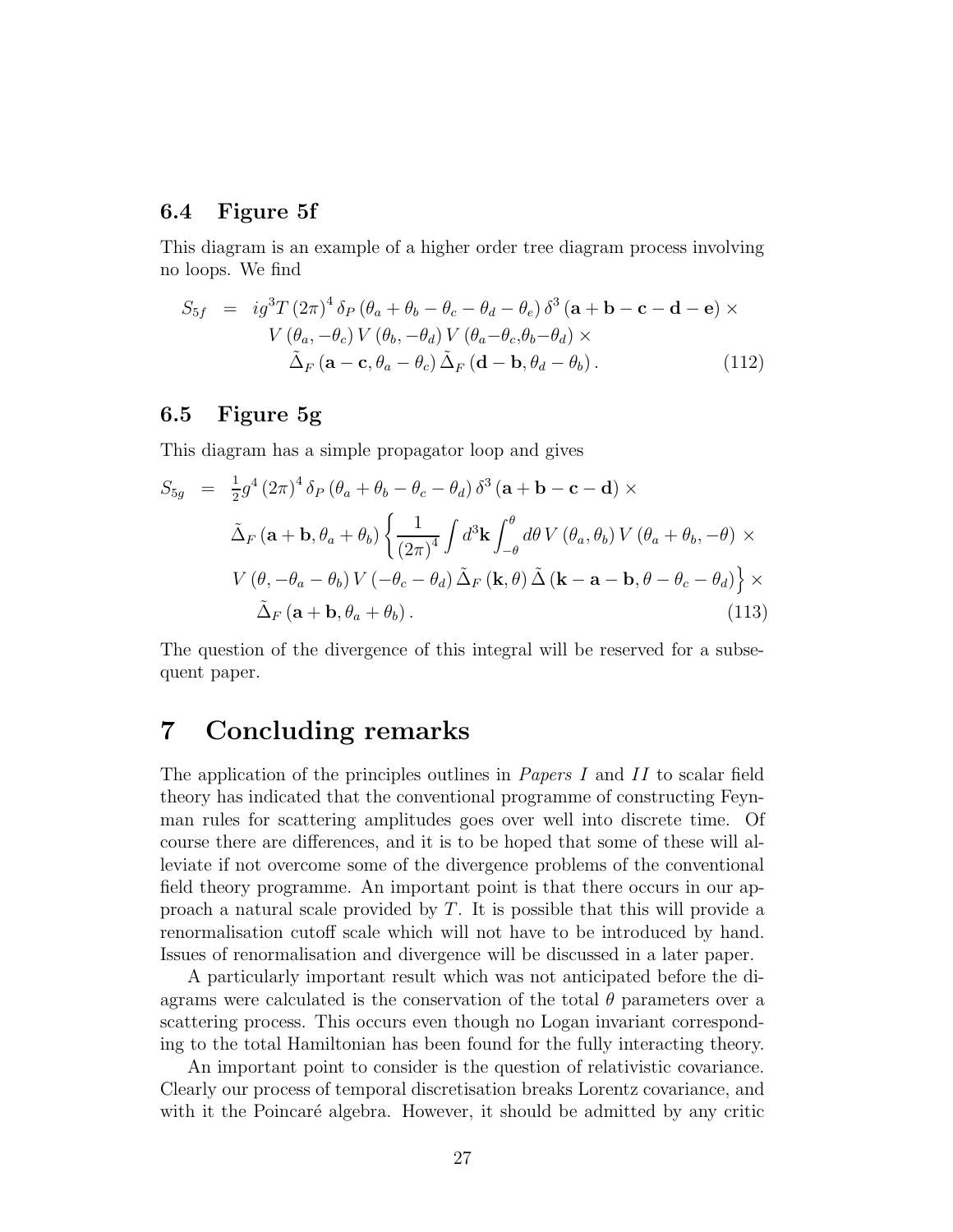### 6.4 Figure 5f

This diagram is an example of a higher order tree diagram process involving no loops. We find

$$
\begin{aligned}
S_{5f} &= ig^3 T \left(2\pi\right)^4 \delta_P \left(\theta_a + \theta_b - \theta_c - \theta_d - \theta_e\right) \delta^3 \left(\mathbf{a} + \mathbf{b} - \mathbf{c} - \mathbf{d} - \mathbf{e}\right) \times \\
&\quad V\left(\theta_a, -\theta_c\right) V\left(\theta_b, -\theta_d\right) V\left(\theta_a - \theta_c, \theta_b - \theta_d\right) \times \\
&\qquad \tilde{\Delta}_F \left(\mathbf{a} - \mathbf{c}, \theta_a - \theta_c\right) \tilde{\Delta}_F \left(\mathbf{d} - \mathbf{b}, \theta_d - \theta_b\right). \qquad (112)
\end{aligned}
$$

### 6.5 Figure 5g

This diagram has a simple propagator loop and gives

$$
\begin{aligned}
S_{5g} &= \tfrac{1}{2} g^4 \left(2\pi\right)^4 \delta_P \left(\theta_a + \theta_b - \theta_c - \theta_d\right) \delta^3 \left(\mathbf{a} + \mathbf{b} - \mathbf{c} - \mathbf{d}\right) \times \\
&\quad \tilde{\Delta}_F \left(\mathbf{a} + \mathbf{b}, \theta_a + \theta_b\right) \left\{ \frac{1}{\left(2\pi\right)^4} \int d^3\mathbf{k} \int_{-\theta}^{\theta} d\theta \, V\left(\theta_a, \theta_b\right) V\left(\theta_a + \theta_b, -\theta\right) \times \right. \\
&\quad \left. V\left(\theta, -\theta_a - \theta_b\right) V\left(-\theta_c - \theta_d\right) \tilde{\Delta}_F \left(\mathbf{k}, \theta\right) \tilde{\Delta} \left(\mathbf{k} - \mathbf{a} - \mathbf{b}, \theta - \theta_c - \theta_d\right) \right\} \times \\
&\qquad \tilde{\Delta}_F \left(\mathbf{a} + \mathbf{b}, \theta_a + \theta_b\right). \qquad (113)
\end{aligned}
$$

The question of the divergence of this integral will be reserved for a subsequent paper.

# 7 Concluding remarks

The application of the principles outlines in *Papers I* and *II* to scalar field theory has indicated that the conventional programme of constructing Feynman rules for scattering amplitudes goes over well into discrete time. Of course there are differences, and it is to be hoped that some of these will alleviate if not overcome some of the divergence problems of the conventional field theory programme. An important point is that there occurs in our approach a natural scale provided by $T$. It is possible that this will provide a renormalisation cutoff scale which will not have to be introduced by hand. Issues of renormalisation and divergence will be discussed in a later paper.

A particularly important result which was not anticipated before the diagrams were calculated is the conservation of the total $\theta$ parameters over a scattering process. This occurs even though no Logan invariant corresponding to the total Hamiltonian has been found for the fully interacting theory.

An important point to consider is the question of relativistic covariance. Clearly our process of temporal discretisation breaks Lorentz covariance, and with it the Poincaré algebra. However, it should be admitted by any critic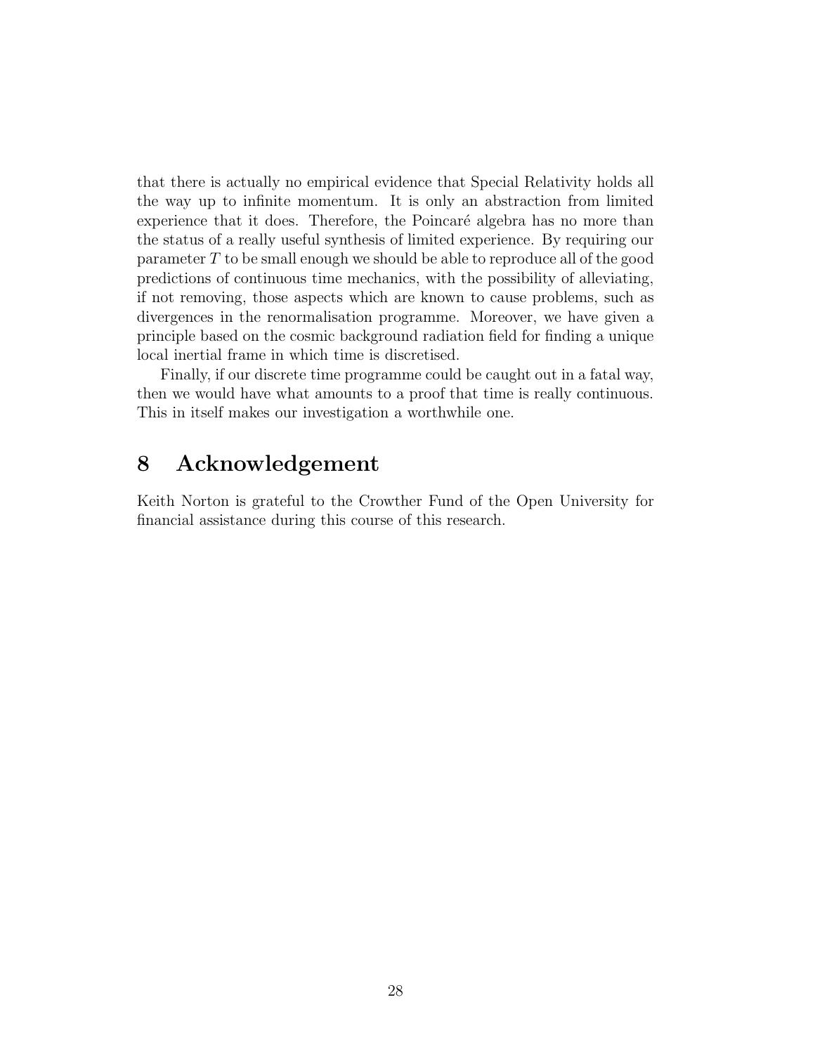that there is actually no empirical evidence that Special Relativity holds all the way up to infinite momentum. It is only an abstraction from limited experience that it does. Therefore, the Poincaré algebra has no more than the status of a really useful synthesis of limited experience. By requiring our parameter $T$ to be small enough we should be able to reproduce all of the good predictions of continuous time mechanics, with the possibility of alleviating, if not removing, those aspects which are known to cause problems, such as divergences in the renormalisation programme. Moreover, we have given a principle based on the cosmic background radiation field for finding a unique local inertial frame in which time is discretised.

Finally, if our discrete time programme could be caught out in a fatal way, then we would have what amounts to a proof that time is really continuous. This in itself makes our investigation a worthwhile one.

## 8 Acknowledgement

Keith Norton is grateful to the Crowther Fund of the Open University for financial assistance during this course of this research.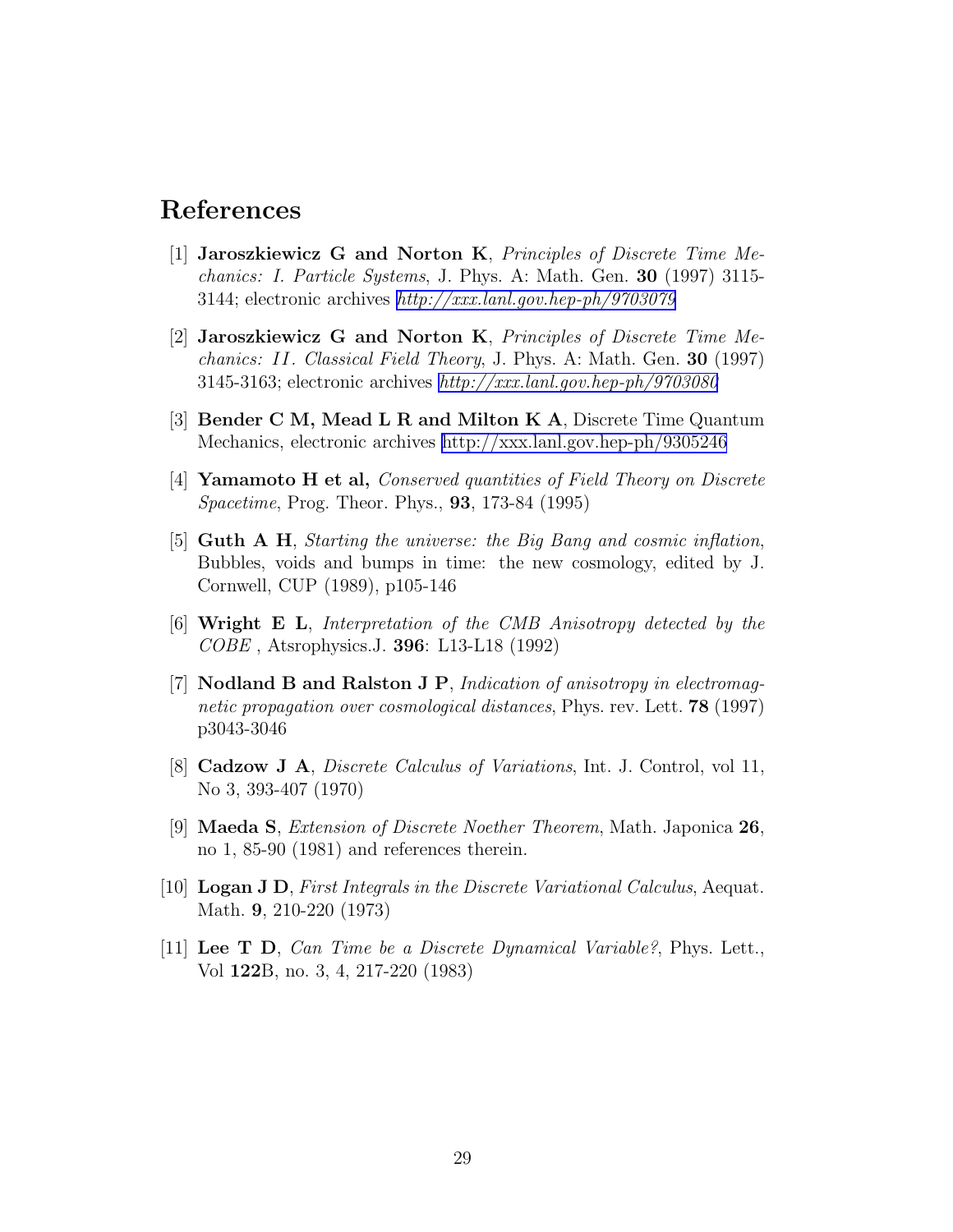# References

[1] **Jaroszkiewicz G and Norton K**, *Principles of Discrete Time Mechanics: I. Particle Systems*, J. Phys. A: Math. Gen. **30** (1997) 3115-3144; electronic archives *http://xxx.lanl.gov.hep-ph/9703079*

[2] **Jaroszkiewicz G and Norton K**, *Principles of Discrete Time Mechanics: II. Classical Field Theory*, J. Phys. A: Math. Gen. **30** (1997) 3145-3163; electronic archives *http://xxx.lanl.gov.hep-ph/9703080*

[3] **Bender C M, Mead L R and Milton K A**, Discrete Time Quantum Mechanics, electronic archives http://xxx.lanl.gov.hep-ph/9305246

[4] **Yamamoto H et al,** *Conserved quantities of Field Theory on Discrete Spacetime*, Prog. Theor. Phys., **93**, 173-84 (1995)

[5] **Guth A H**, *Starting the universe: the Big Bang and cosmic inflation*, Bubbles, voids and bumps in time: the new cosmology, edited by J. Cornwell, CUP (1989), p105-146

[6] **Wright E L**, *Interpretation of the CMB Anisotropy detected by the COBE* , Atsrophysics.J. **396**: L13-L18 (1992)

[7] **Nodland B and Ralston J P**, *Indication of anisotropy in electromagnetic propagation over cosmological distances*, Phys. rev. Lett. **78** (1997) p3043-3046

[8] **Cadzow J A**, *Discrete Calculus of Variations*, Int. J. Control, vol 11, No 3, 393-407 (1970)

[9] **Maeda S**, *Extension of Discrete Noether Theorem*, Math. Japonica **26**, no 1, 85-90 (1981) and references therein.

[10] **Logan J D**, *First Integrals in the Discrete Variational Calculus*, Aequat. Math. **9**, 210-220 (1973)

[11] **Lee T D**, *Can Time be a Discrete Dynamical Variable?*, Phys. Lett., Vol **122**B, no. 3, 4, 217-220 (1983)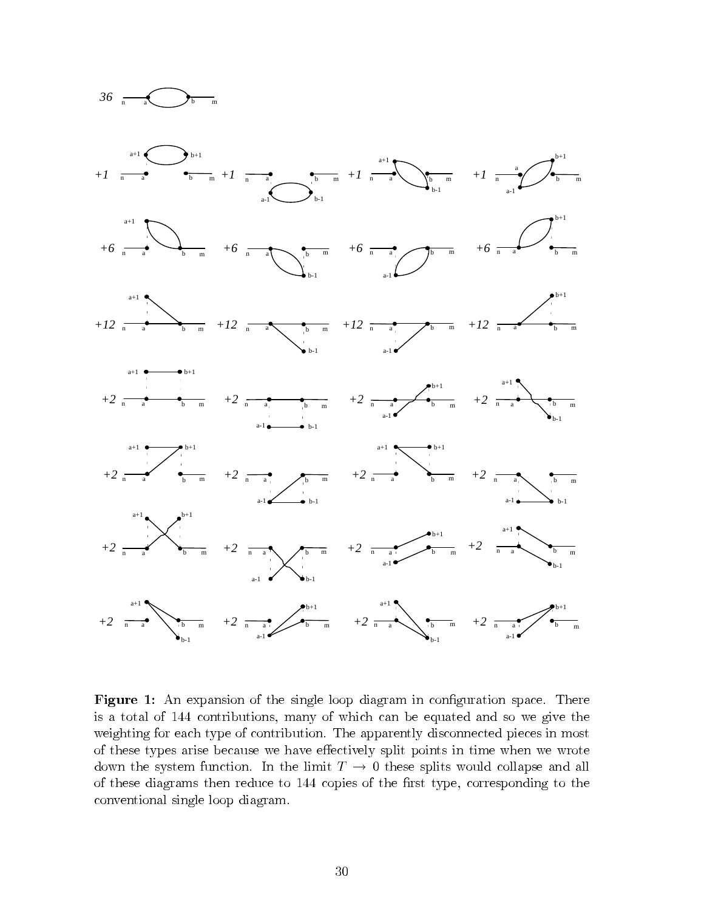**Figure 1:** An expansion of the single loop diagram in configuration space. There is a total of 144 contributions, many of which can be equated and so we give the weighting for each type of contribution. The apparently disconnected pieces in most of these types arise because we have effectively split points in time when we wrote down the system function. In the limit $T \to 0$ these splits would collapse and all of these diagrams then reduce to 144 copies of the first type, corresponding to the conventional single loop diagram.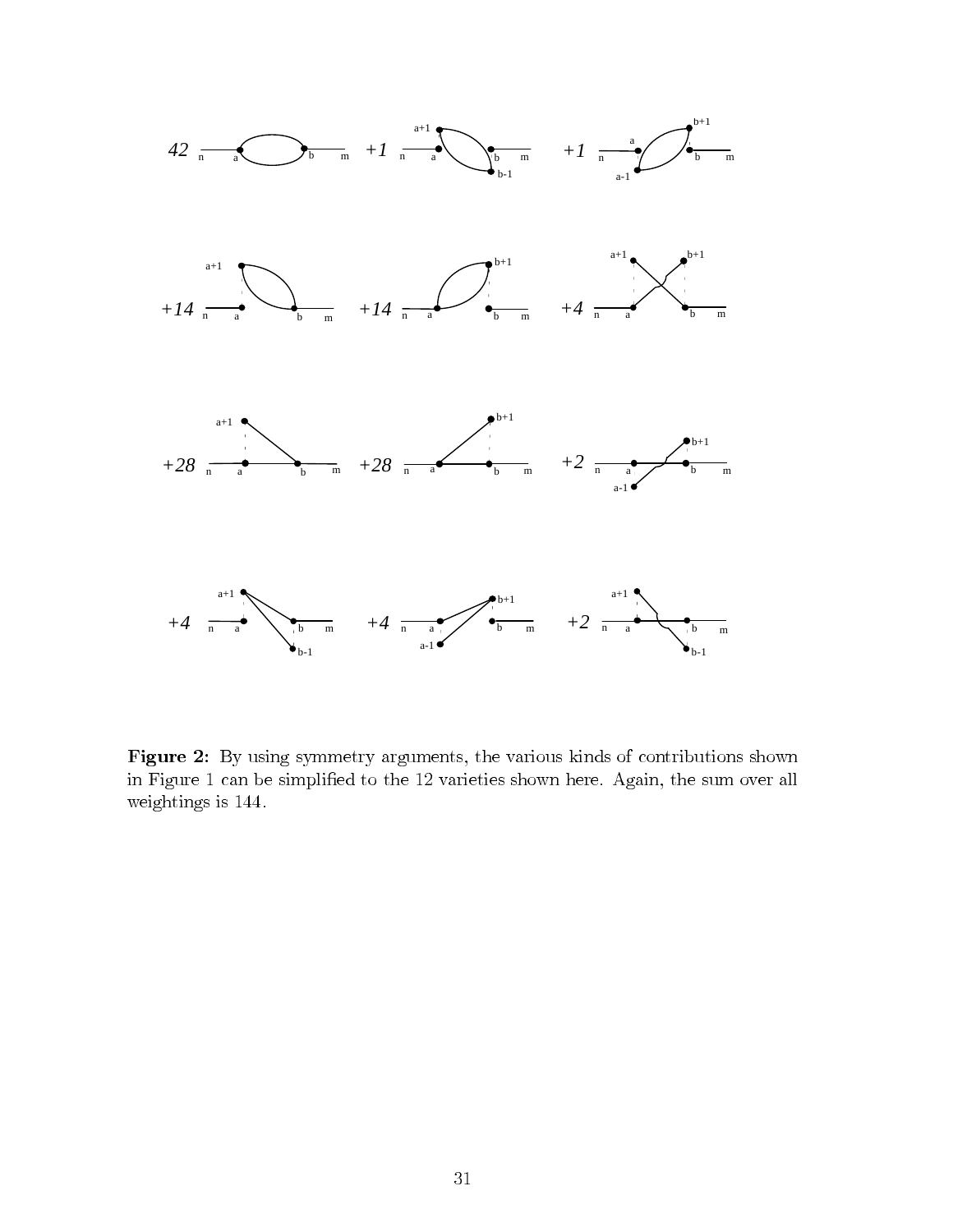**Figure 2:** By using symmetry arguments, the various kinds of contributions shown in Figure 1 can be simplified to the 12 varieties shown here. Again, the sum over all weightings is 144.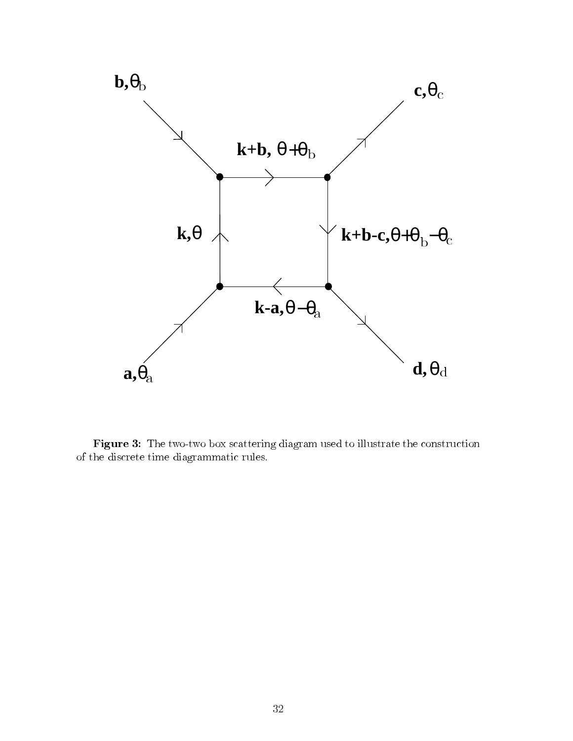**Figure 3:** The two-two box scattering diagram used to illustrate the construction of the discrete time diagrammatic rules.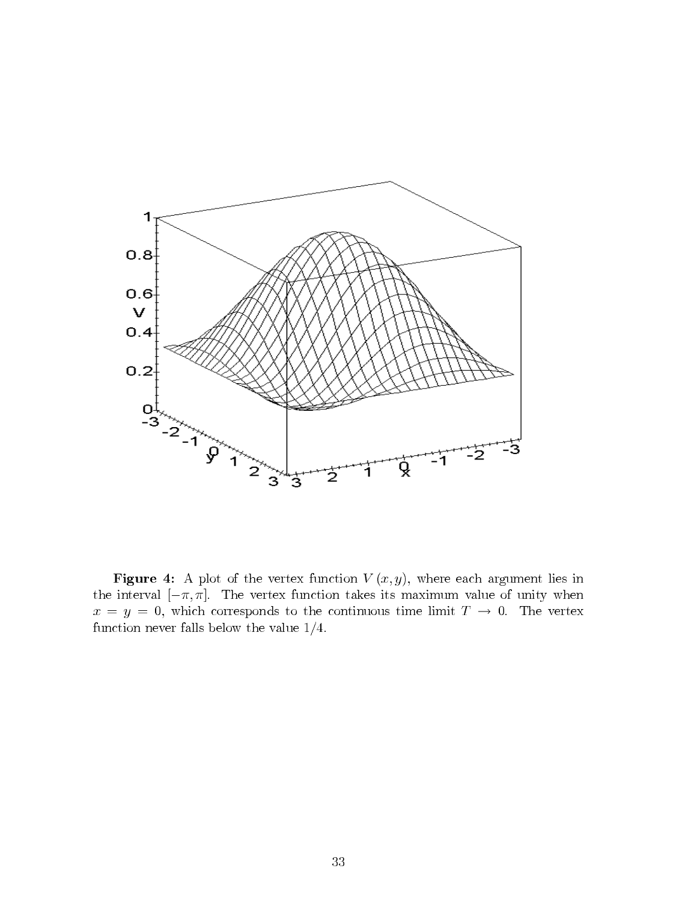**Figure 4:** A plot of the vertex function $V(x,y)$, where each argument lies in the interval $[-\pi,\pi]$. The vertex function takes its maximum value of unity when $x=y=0$, which corresponds to the continuous time limit $T\rightarrow 0$. The vertex function never falls below the value $1/4$.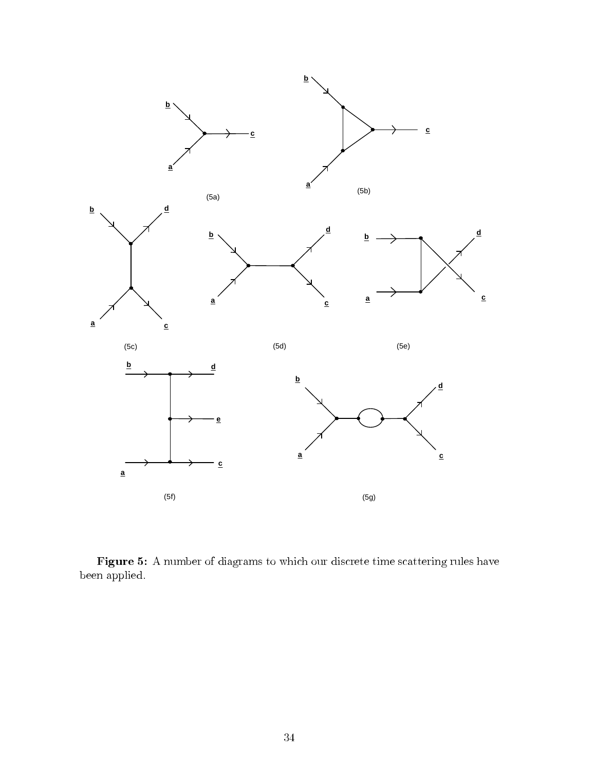a
b
c
(5a)

a
b
c
(5b)

a
b
c
d
(5c)

a
b
c
d
(5d)

a
b
c
d
(5e)

a
b
c
d
e
(5f)

a
b
c
d
(5g)

**Figure 5:** A number of diagrams to which our discrete time scattering rules have been applied.